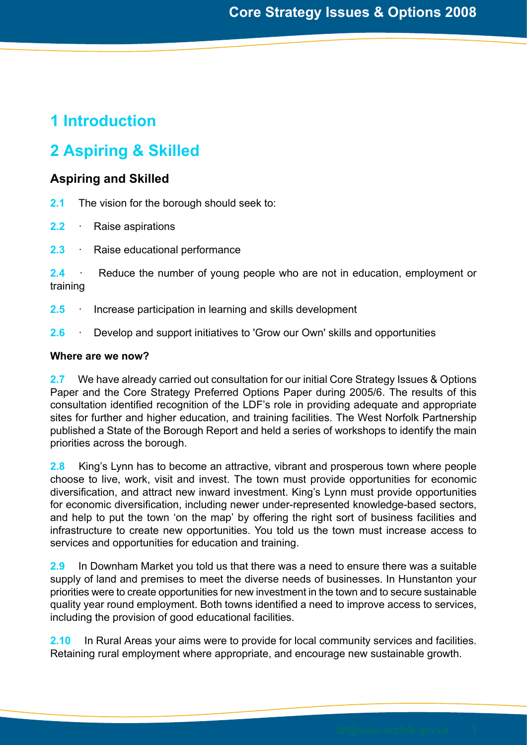# 1 Introduction

# 2 Aspiring & Skilled

## Aspiring and Skilled

**2.1** The vision for the borough should seek to:

**2.2** · Raise aspirations

**2.3** · Raise educational performance

**2.4** · Reduce the number of young people who are not in education, employment or training

**2.5** · Increase participation in learning and skills development

**2.6** · Develop and support initiatives to 'Grow our Own' skills and opportunities

**Where are we now?**

**2.7** We have already carried out consultation for our initial Core Strategy Issues & Options Paper and the Core Strategy Preferred Options Paper during 2005/6. The results of this consultation identified recognition of the LDF's role in providing adequate and appropriate sites for further and higher education, and training facilities. The West Norfolk Partnership published a State of the Borough Report and held a series of workshops to identify the main priorities across the borough.

**2.8** King's Lynn has to become an attractive, vibrant and prosperous town where people choose to live, work, visit and invest. The town must provide opportunities for economic diversification, and attract new inward investment. King's Lynn must provide opportunities for economic diversification, including newer under-represented knowledge-based sectors, and help to put the town 'on the map' by offering the right sort of business facilities and infrastructure to create new opportunities. You told us the town must increase access to services and opportunities for education and training.

**2.9** In Downham Market you told us that there was a need to ensure there was a suitable supply of land and premises to meet the diverse needs of businesses. In Hunstanton your priorities were to create opportunities for new investment in the town and to secure sustainable quality year round employment. Both towns identified a need to improve access to services, including the provision of good educational facilities.

**2.10** In Rural Areas your aims were to provide for local community services and facilities. Retaining rural employment where appropriate, and encourage new sustainable growth.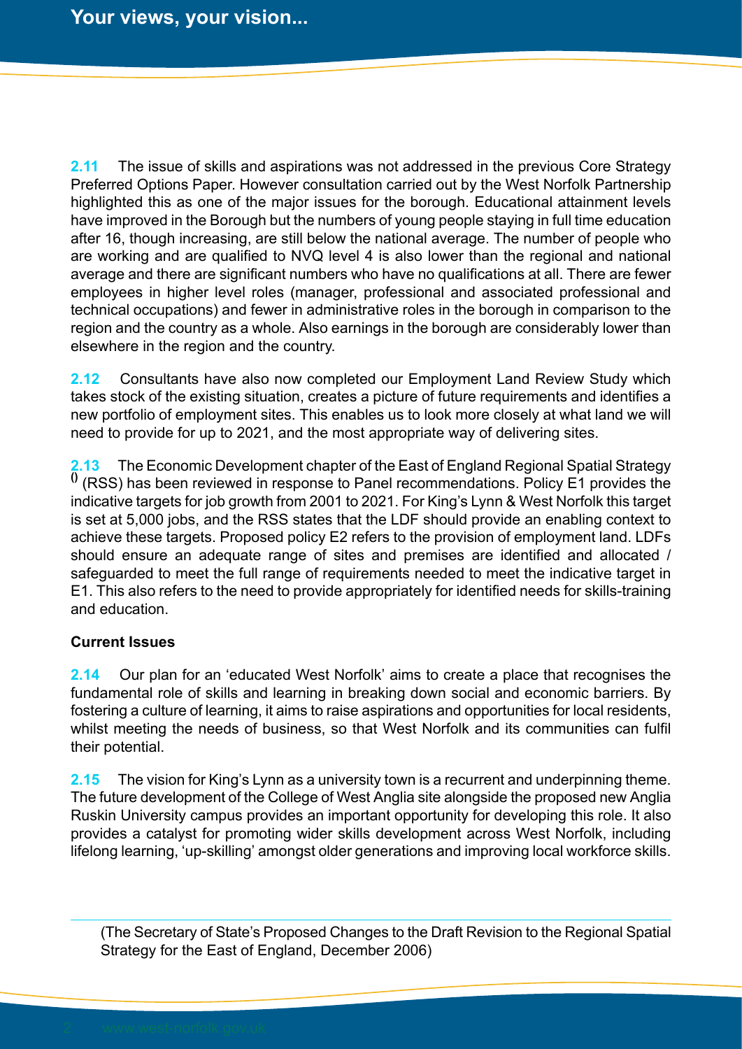**2.11** The issue of skills and aspirations was not addressed in the previous Core Strategy Preferred Options Paper. However consultation carried out by the West Norfolk Partnership highlighted this as one of the major issues for the borough. Educational attainment levels have improved in the Borough but the numbers of young people staying in full time education after 16, though increasing, are still below the national average. The number of people who are working and are qualified to NVQ level 4 is also lower than the regional and national average and there are significant numbers who have no qualifications at all. There are fewer employees in higher level roles (manager, professional and associated professional and technical occupations) and fewer in administrative roles in the borough in comparison to the region and the country as a whole. Also earnings in the borough are considerably lower than elsewhere in the region and the country.

**2.12** Consultants have also now completed our Employment Land Review Study which takes stock of the existing situation, creates a picture of future requirements and identifies a new portfolio of employment sites. This enables us to look more closely at what land we will need to provide for up to 2021, and the most appropriate way of delivering sites.

**2.13** The Economic Development chapter of the East of England Regional Spatial Strategy () (RSS) has been reviewed in response to Panel recommendations. Policy E1 provides the indicative targets for job growth from 2001 to 2021. For King's Lynn & West Norfolk this target is set at 5,000 jobs, and the RSS states that the LDF should provide an enabling context to achieve these targets. Proposed policy E2 refers to the provision of employment land. LDFs should ensure an adequate range of sites and premises are identified and allocated / safeguarded to meet the full range of requirements needed to meet the indicative target in E1. This also refers to the need to provide appropriately for identified needs for skills-training and education.

**Current Issues**

**2.14** Our plan for an 'educated West Norfolk' aims to create a place that recognises the fundamental role of skills and learning in breaking down social and economic barriers. By fostering a culture of learning, it aims to raise aspirations and opportunities for local residents, whilst meeting the needs of business, so that West Norfolk and its communities can fulfil their potential.

**2.15** The vision for King's Lynn as a university town is a recurrent and underpinning theme. The future development of the College of West Anglia site alongside the proposed new Anglia Ruskin University campus provides an important opportunity for developing this role. It also provides a catalyst for promoting wider skills development across West Norfolk, including lifelong learning, 'up-skilling' amongst older generations and improving local workforce skills.

(The Secretary of State's Proposed Changes to the Draft Revision to the Regional Spatial Strategy for the East of England, December 2006)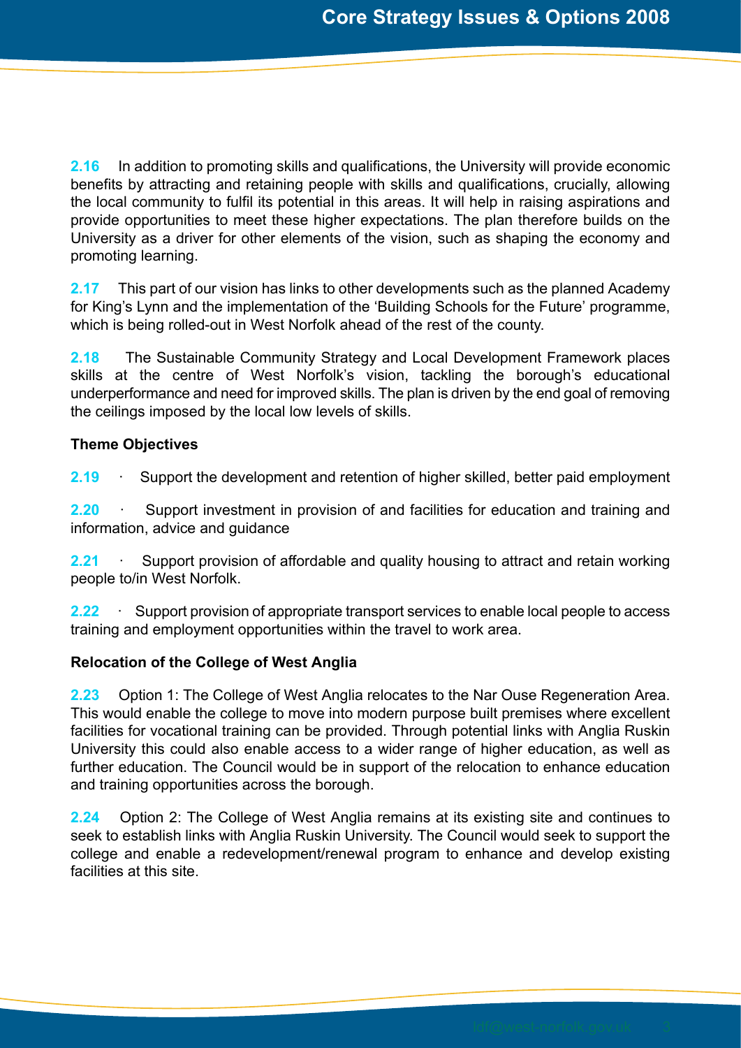**2.16** In addition to promoting skills and qualifications, the University will provide economic benefits by attracting and retaining people with skills and qualifications, crucially, allowing the local community to fulfil its potential in this areas. It will help in raising aspirations and provide opportunities to meet these higher expectations. The plan therefore builds on the University as a driver for other elements of the vision, such as shaping the economy and promoting learning.

**2.17** This part of our vision has links to other developments such as the planned Academy for King's Lynn and the implementation of the 'Building Schools for the Future' programme, which is being rolled-out in West Norfolk ahead of the rest of the county.

**2.18** The Sustainable Community Strategy and Local Development Framework places skills at the centre of West Norfolk's vision, tackling the borough's educational underperformance and need for improved skills. The plan is driven by the end goal of removing the ceilings imposed by the local low levels of skills.

**Theme Objectives**

**2.19** · Support the development and retention of higher skilled, better paid employment

**2.20** · Support investment in provision of and facilities for education and training and information, advice and guidance

**2.21** · Support provision of affordable and quality housing to attract and retain working people to/in West Norfolk.

**2.22** · Support provision of appropriate transport services to enable local people to access training and employment opportunities within the travel to work area.

**Relocation of the College of West Anglia**

**2.23** Option 1: The College of West Anglia relocates to the Nar Ouse Regeneration Area. This would enable the college to move into modern purpose built premises where excellent facilities for vocational training can be provided. Through potential links with Anglia Ruskin University this could also enable access to a wider range of higher education, as well as further education. The Council would be in support of the relocation to enhance education and training opportunities across the borough.

**2.24** Option 2: The College of West Anglia remains at its existing site and continues to seek to establish links with Anglia Ruskin University. The Council would seek to support the college and enable a redevelopment/renewal program to enhance and develop existing facilities at this site.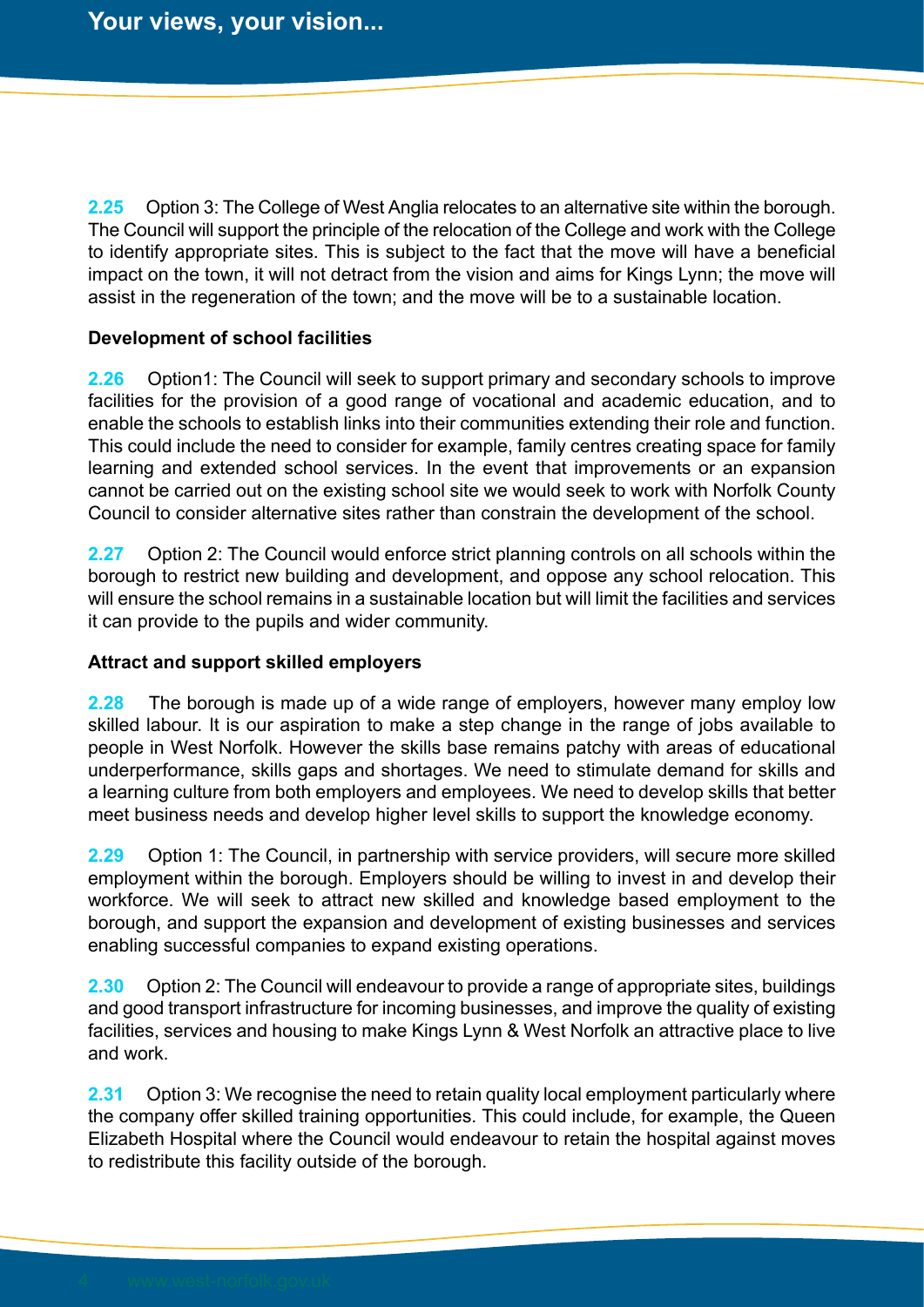**2.25** Option 3: The College of West Anglia relocates to an alternative site within the borough. The Council will support the principle of the relocation of the College and work with the College to identify appropriate sites. This is subject to the fact that the move will have a beneficial impact on the town, it will not detract from the vision and aims for Kings Lynn; the move will assist in the regeneration of the town; and the move will be to a sustainable location.

**Development of school facilities**

**2.26** Option1: The Council will seek to support primary and secondary schools to improve facilities for the provision of a good range of vocational and academic education, and to enable the schools to establish links into their communities extending their role and function. This could include the need to consider for example, family centres creating space for family learning and extended school services. In the event that improvements or an expansion cannot be carried out on the existing school site we would seek to work with Norfolk County Council to consider alternative sites rather than constrain the development of the school.

**2.27** Option 2: The Council would enforce strict planning controls on all schools within the borough to restrict new building and development, and oppose any school relocation. This will ensure the school remains in a sustainable location but will limit the facilities and services it can provide to the pupils and wider community.

**Attract and support skilled employers**

**2.28** The borough is made up of a wide range of employers, however many employ low skilled labour. It is our aspiration to make a step change in the range of jobs available to people in West Norfolk. However the skills base remains patchy with areas of educational underperformance, skills gaps and shortages. We need to stimulate demand for skills and a learning culture from both employers and employees. We need to develop skills that better meet business needs and develop higher level skills to support the knowledge economy.

**2.29** Option 1: The Council, in partnership with service providers, will secure more skilled employment within the borough. Employers should be willing to invest in and develop their workforce. We will seek to attract new skilled and knowledge based employment to the borough, and support the expansion and development of existing businesses and services enabling successful companies to expand existing operations.

**2.30** Option 2: The Council will endeavour to provide a range of appropriate sites, buildings and good transport infrastructure for incoming businesses, and improve the quality of existing facilities, services and housing to make Kings Lynn & West Norfolk an attractive place to live and work.

**2.31** Option 3: We recognise the need to retain quality local employment particularly where the company offer skilled training opportunities. This could include, for example, the Queen Elizabeth Hospital where the Council would endeavour to retain the hospital against moves to redistribute this facility outside of the borough.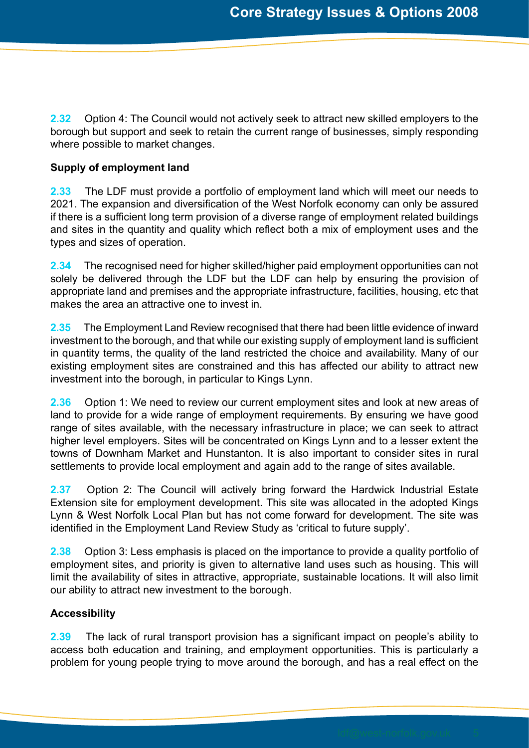**2.32** Option 4: The Council would not actively seek to attract new skilled employers to the borough but support and seek to retain the current range of businesses, simply responding where possible to market changes.

**Supply of employment land**

**2.33** The LDF must provide a portfolio of employment land which will meet our needs to 2021. The expansion and diversification of the West Norfolk economy can only be assured if there is a sufficient long term provision of a diverse range of employment related buildings and sites in the quantity and quality which reflect both a mix of employment uses and the types and sizes of operation.

**2.34** The recognised need for higher skilled/higher paid employment opportunities can not solely be delivered through the LDF but the LDF can help by ensuring the provision of appropriate land and premises and the appropriate infrastructure, facilities, housing, etc that makes the area an attractive one to invest in.

**2.35** The Employment Land Review recognised that there had been little evidence of inward investment to the borough, and that while our existing supply of employment land is sufficient in quantity terms, the quality of the land restricted the choice and availability. Many of our existing employment sites are constrained and this has affected our ability to attract new investment into the borough, in particular to Kings Lynn.

**2.36** Option 1: We need to review our current employment sites and look at new areas of land to provide for a wide range of employment requirements. By ensuring we have good range of sites available, with the necessary infrastructure in place; we can seek to attract higher level employers. Sites will be concentrated on Kings Lynn and to a lesser extent the towns of Downham Market and Hunstanton. It is also important to consider sites in rural settlements to provide local employment and again add to the range of sites available.

**2.37** Option 2: The Council will actively bring forward the Hardwick Industrial Estate Extension site for employment development. This site was allocated in the adopted Kings Lynn & West Norfolk Local Plan but has not come forward for development. The site was identified in the Employment Land Review Study as 'critical to future supply'.

**2.38** Option 3: Less emphasis is placed on the importance to provide a quality portfolio of employment sites, and priority is given to alternative land uses such as housing. This will limit the availability of sites in attractive, appropriate, sustainable locations. It will also limit our ability to attract new investment to the borough.

**Accessibility**

**2.39** The lack of rural transport provision has a significant impact on people's ability to access both education and training, and employment opportunities. This is particularly a problem for young people trying to move around the borough, and has a real effect on the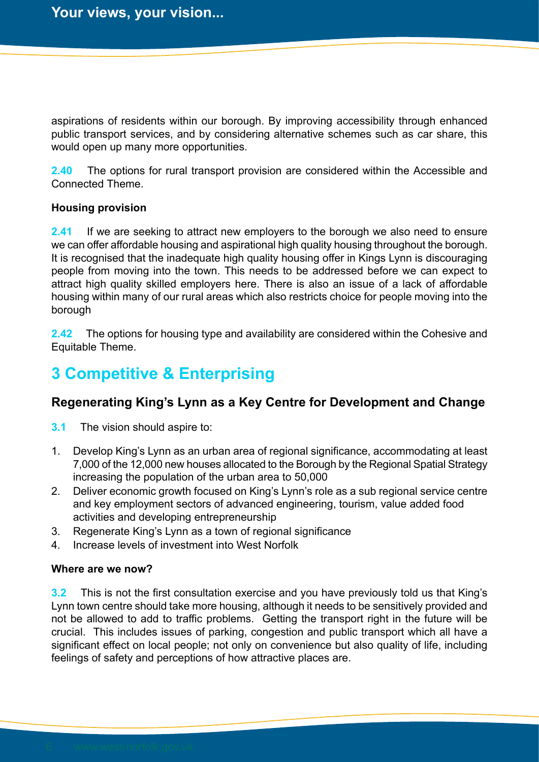aspirations of residents within our borough. By improving accessibility through enhanced public transport services, and by considering alternative schemes such as car share, this would open up many more opportunities.

**2.40** The options for rural transport provision are considered within the Accessible and Connected Theme.

**Housing provision**

**2.41** If we are seeking to attract new employers to the borough we also need to ensure we can offer affordable housing and aspirational high quality housing throughout the borough. It is recognised that the inadequate high quality housing offer in Kings Lynn is discouraging people from moving into the town. This needs to be addressed before we can expect to attract high quality skilled employers here. There is also an issue of a lack of affordable housing within many of our rural areas which also restricts choice for people moving into the borough

**2.42** The options for housing type and availability are considered within the Cohesive and Equitable Theme.

# 3 Competitive & Enterprising

## Regenerating King's Lynn as a Key Centre for Development and Change

**3.1** The vision should aspire to:

1. Develop King's Lynn as an urban area of regional significance, accommodating at least 7,000 of the 12,000 new houses allocated to the Borough by the Regional Spatial Strategy increasing the population of the urban area to 50,000
2. Deliver economic growth focused on King's Lynn's role as a sub regional service centre and key employment sectors of advanced engineering, tourism, value added food activities and developing entrepreneurship
3. Regenerate King's Lynn as a town of regional significance
4. Increase levels of investment into West Norfolk

**Where are we now?**

**3.2** This is not the first consultation exercise and you have previously told us that King's Lynn town centre should take more housing, although it needs to be sensitively provided and not be allowed to add to traffic problems. Getting the transport right in the future will be crucial. This includes issues of parking, congestion and public transport which all have a significant effect on local people; not only on convenience but also quality of life, including feelings of safety and perceptions of how attractive places are.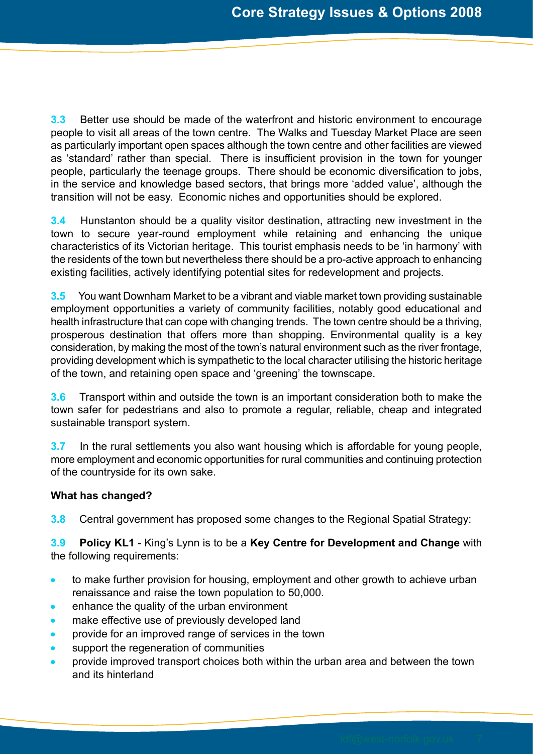**3.3** Better use should be made of the waterfront and historic environment to encourage people to visit all areas of the town centre. The Walks and Tuesday Market Place are seen as particularly important open spaces although the town centre and other facilities are viewed as 'standard' rather than special. There is insufficient provision in the town for younger people, particularly the teenage groups. There should be economic diversification to jobs, in the service and knowledge based sectors, that brings more 'added value', although the transition will not be easy. Economic niches and opportunities should be explored.

**3.4** Hunstanton should be a quality visitor destination, attracting new investment in the town to secure year-round employment while retaining and enhancing the unique characteristics of its Victorian heritage. This tourist emphasis needs to be 'in harmony' with the residents of the town but nevertheless there should be a pro-active approach to enhancing existing facilities, actively identifying potential sites for redevelopment and projects.

**3.5** You want Downham Market to be a vibrant and viable market town providing sustainable employment opportunities a variety of community facilities, notably good educational and health infrastructure that can cope with changing trends. The town centre should be a thriving, prosperous destination that offers more than shopping. Environmental quality is a key consideration, by making the most of the town's natural environment such as the river frontage, providing development which is sympathetic to the local character utilising the historic heritage of the town, and retaining open space and 'greening' the townscape.

**3.6** Transport within and outside the town is an important consideration both to make the town safer for pedestrians and also to promote a regular, reliable, cheap and integrated sustainable transport system.

**3.7** In the rural settlements you also want housing which is affordable for young people, more employment and economic opportunities for rural communities and continuing protection of the countryside for its own sake.

**What has changed?**

**3.8** Central government has proposed some changes to the Regional Spatial Strategy:

**3.9** **Policy KL1** - King's Lynn is to be a **Key Centre for Development and Change** with the following requirements:

- to make further provision for housing, employment and other growth to achieve urban renaissance and raise the town population to 50,000.
- enhance the quality of the urban environment
- make effective use of previously developed land
- provide for an improved range of services in the town
- support the regeneration of communities
- provide improved transport choices both within the urban area and between the town and its hinterland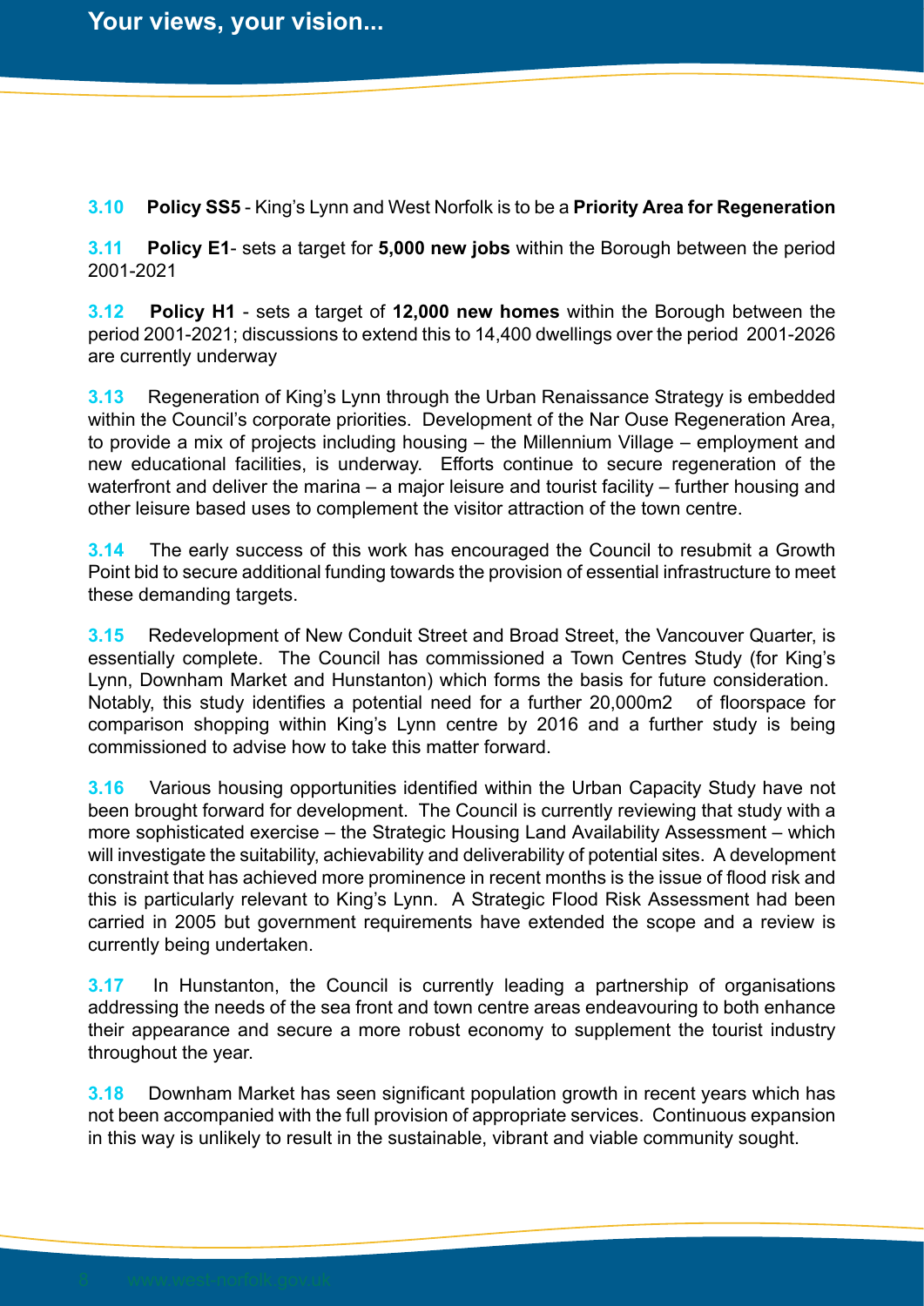**3.10** **Policy SS5** - King's Lynn and West Norfolk is to be a **Priority Area for Regeneration**

**3.11** **Policy E1**- sets a target for **5,000 new jobs** within the Borough between the period 2001-2021

**3.12** **Policy H1** - sets a target of **12,000 new homes** within the Borough between the period 2001-2021; discussions to extend this to 14,400 dwellings over the period 2001-2026 are currently underway

**3.13** Regeneration of King's Lynn through the Urban Renaissance Strategy is embedded within the Council's corporate priorities. Development of the Nar Ouse Regeneration Area, to provide a mix of projects including housing – the Millennium Village – employment and new educational facilities, is underway. Efforts continue to secure regeneration of the waterfront and deliver the marina – a major leisure and tourist facility – further housing and other leisure based uses to complement the visitor attraction of the town centre.

**3.14** The early success of this work has encouraged the Council to resubmit a Growth Point bid to secure additional funding towards the provision of essential infrastructure to meet these demanding targets.

**3.15** Redevelopment of New Conduit Street and Broad Street, the Vancouver Quarter, is essentially complete. The Council has commissioned a Town Centres Study (for King's Lynn, Downham Market and Hunstanton) which forms the basis for future consideration. Notably, this study identifies a potential need for a further 20,000m2 of floorspace for comparison shopping within King's Lynn centre by 2016 and a further study is being commissioned to advise how to take this matter forward.

**3.16** Various housing opportunities identified within the Urban Capacity Study have not been brought forward for development. The Council is currently reviewing that study with a more sophisticated exercise – the Strategic Housing Land Availability Assessment – which will investigate the suitability, achievability and deliverability of potential sites. A development constraint that has achieved more prominence in recent months is the issue of flood risk and this is particularly relevant to King's Lynn. A Strategic Flood Risk Assessment had been carried in 2005 but government requirements have extended the scope and a review is currently being undertaken.

**3.17** In Hunstanton, the Council is currently leading a partnership of organisations addressing the needs of the sea front and town centre areas endeavouring to both enhance their appearance and secure a more robust economy to supplement the tourist industry throughout the year.

**3.18** Downham Market has seen significant population growth in recent years which has not been accompanied with the full provision of appropriate services. Continuous expansion in this way is unlikely to result in the sustainable, vibrant and viable community sought.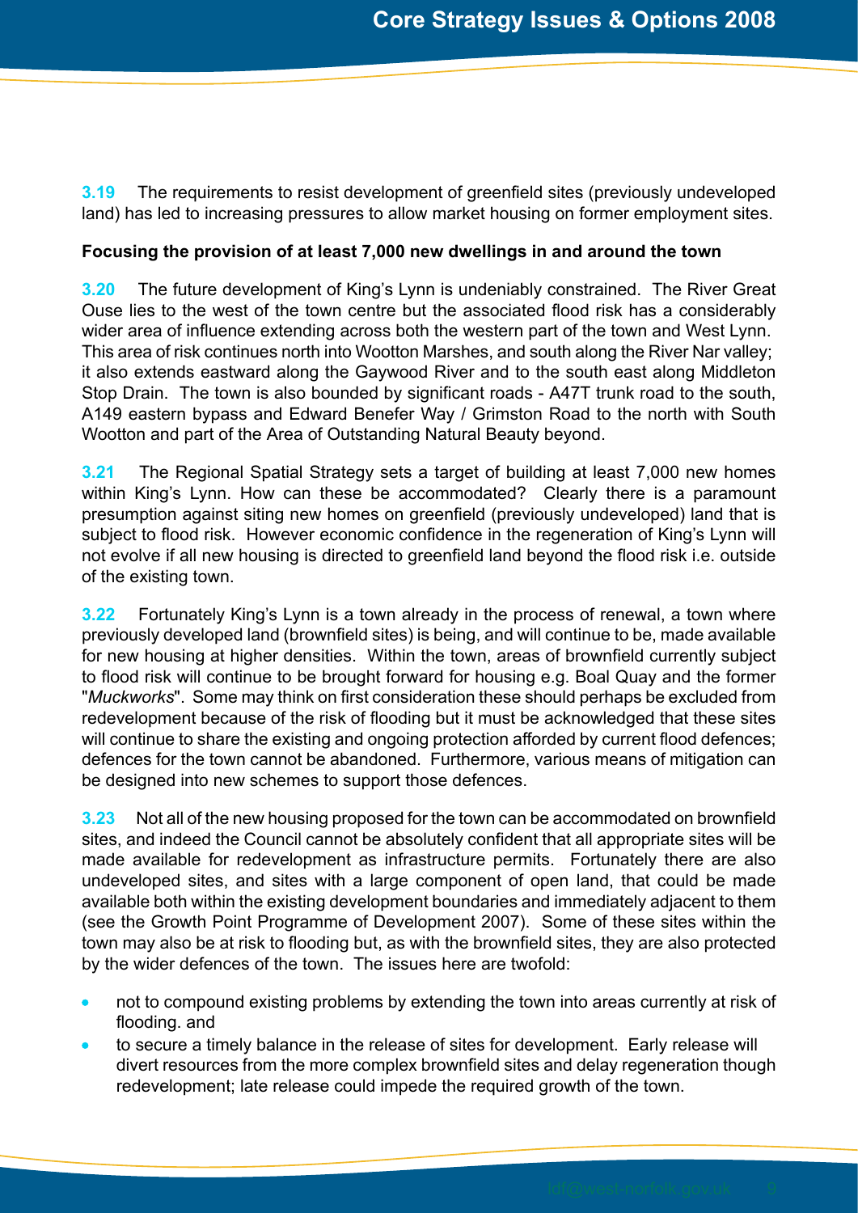**3.19** The requirements to resist development of greenfield sites (previously undeveloped land) has led to increasing pressures to allow market housing on former employment sites.

**Focusing the provision of at least 7,000 new dwellings in and around the town**

**3.20** The future development of King's Lynn is undeniably constrained. The River Great Ouse lies to the west of the town centre but the associated flood risk has a considerably wider area of influence extending across both the western part of the town and West Lynn. This area of risk continues north into Wootton Marshes, and south along the River Nar valley; it also extends eastward along the Gaywood River and to the south east along Middleton Stop Drain. The town is also bounded by significant roads - A47T trunk road to the south, A149 eastern bypass and Edward Benefer Way / Grimston Road to the north with South Wootton and part of the Area of Outstanding Natural Beauty beyond.

**3.21** The Regional Spatial Strategy sets a target of building at least 7,000 new homes within King's Lynn. How can these be accommodated? Clearly there is a paramount presumption against siting new homes on greenfield (previously undeveloped) land that is subject to flood risk. However economic confidence in the regeneration of King's Lynn will not evolve if all new housing is directed to greenfield land beyond the flood risk i.e. outside of the existing town.

**3.22** Fortunately King's Lynn is a town already in the process of renewal, a town where previously developed land (brownfield sites) is being, and will continue to be, made available for new housing at higher densities. Within the town, areas of brownfield currently subject to flood risk will continue to be brought forward for housing e.g. Boal Quay and the former "*Muckworks*". Some may think on first consideration these should perhaps be excluded from redevelopment because of the risk of flooding but it must be acknowledged that these sites will continue to share the existing and ongoing protection afforded by current flood defences; defences for the town cannot be abandoned. Furthermore, various means of mitigation can be designed into new schemes to support those defences.

**3.23** Not all of the new housing proposed for the town can be accommodated on brownfield sites, and indeed the Council cannot be absolutely confident that all appropriate sites will be made available for redevelopment as infrastructure permits. Fortunately there are also undeveloped sites, and sites with a large component of open land, that could be made available both within the existing development boundaries and immediately adjacent to them (see the Growth Point Programme of Development 2007). Some of these sites within the town may also be at risk to flooding but, as with the brownfield sites, they are also protected by the wider defences of the town. The issues here are twofold:

- not to compound existing problems by extending the town into areas currently at risk of flooding. and
- to secure a timely balance in the release of sites for development. Early release will divert resources from the more complex brownfield sites and delay regeneration though redevelopment; late release could impede the required growth of the town.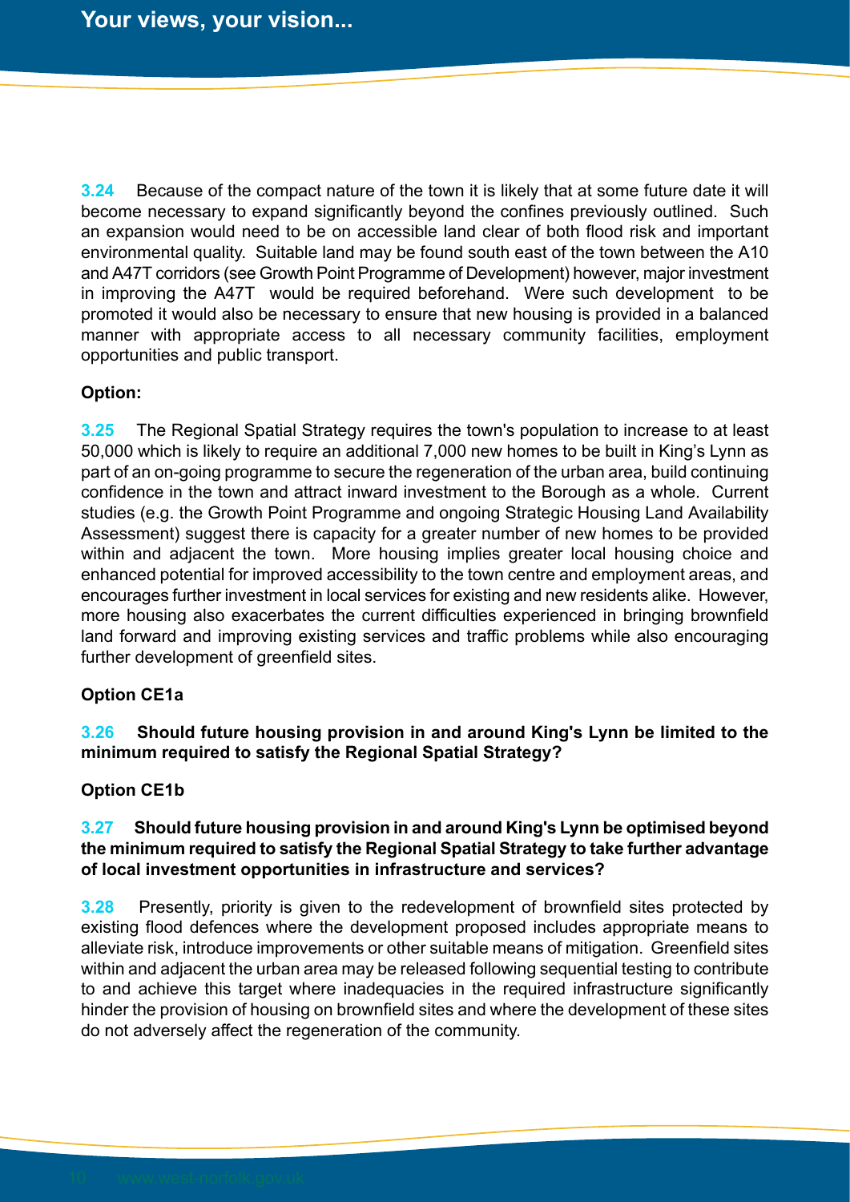**3.24** Because of the compact nature of the town it is likely that at some future date it will become necessary to expand significantly beyond the confines previously outlined. Such an expansion would need to be on accessible land clear of both flood risk and important environmental quality. Suitable land may be found south east of the town between the A10 and A47T corridors (see Growth Point Programme of Development) however, major investment in improving the A47T would be required beforehand. Were such development to be promoted it would also be necessary to ensure that new housing is provided in a balanced manner with appropriate access to all necessary community facilities, employment opportunities and public transport.

**Option:**

**3.25** The Regional Spatial Strategy requires the town's population to increase to at least 50,000 which is likely to require an additional 7,000 new homes to be built in King's Lynn as part of an on-going programme to secure the regeneration of the urban area, build continuing confidence in the town and attract inward investment to the Borough as a whole. Current studies (e.g. the Growth Point Programme and ongoing Strategic Housing Land Availability Assessment) suggest there is capacity for a greater number of new homes to be provided within and adjacent the town. More housing implies greater local housing choice and enhanced potential for improved accessibility to the town centre and employment areas, and encourages further investment in local services for existing and new residents alike. However, more housing also exacerbates the current difficulties experienced in bringing brownfield land forward and improving existing services and traffic problems while also encouraging further development of greenfield sites.

**Option CE1a**

**3.26 Should future housing provision in and around King's Lynn be limited to the minimum required to satisfy the Regional Spatial Strategy?**

**Option CE1b**

**3.27 Should future housing provision in and around King's Lynn be optimised beyond the minimum required to satisfy the Regional Spatial Strategy to take further advantage of local investment opportunities in infrastructure and services?**

**3.28** Presently, priority is given to the redevelopment of brownfield sites protected by existing flood defences where the development proposed includes appropriate means to alleviate risk, introduce improvements or other suitable means of mitigation. Greenfield sites within and adjacent the urban area may be released following sequential testing to contribute to and achieve this target where inadequacies in the required infrastructure significantly hinder the provision of housing on brownfield sites and where the development of these sites do not adversely affect the regeneration of the community.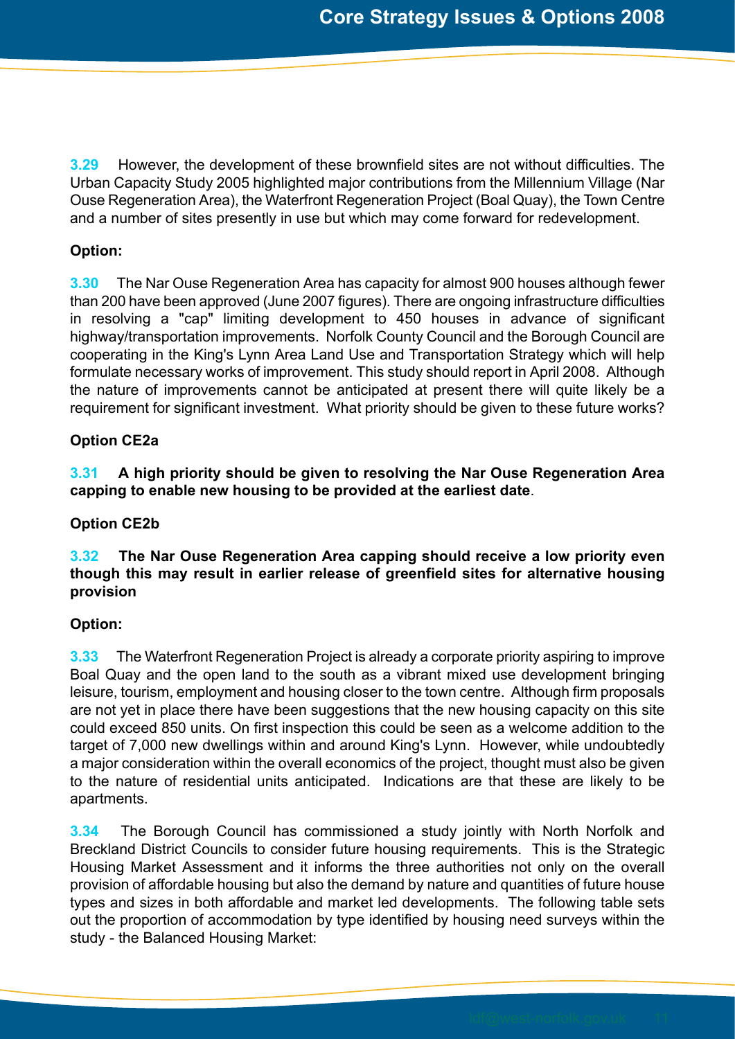**3.29** However, the development of these brownfield sites are not without difficulties. The Urban Capacity Study 2005 highlighted major contributions from the Millennium Village (Nar Ouse Regeneration Area), the Waterfront Regeneration Project (Boal Quay), the Town Centre and a number of sites presently in use but which may come forward for redevelopment.

**Option:**

**3.30** The Nar Ouse Regeneration Area has capacity for almost 900 houses although fewer than 200 have been approved (June 2007 figures). There are ongoing infrastructure difficulties in resolving a "cap" limiting development to 450 houses in advance of significant highway/transportation improvements. Norfolk County Council and the Borough Council are cooperating in the King's Lynn Area Land Use and Transportation Strategy which will help formulate necessary works of improvement. This study should report in April 2008. Although the nature of improvements cannot be anticipated at present there will quite likely be a requirement for significant investment. What priority should be given to these future works?

**Option CE2a**

**3.31** **A high priority should be given to resolving the Nar Ouse Regeneration Area capping to enable new housing to be provided at the earliest date**.

**Option CE2b**

**3.32** **The Nar Ouse Regeneration Area capping should receive a low priority even though this may result in earlier release of greenfield sites for alternative housing provision**

**Option:**

**3.33** The Waterfront Regeneration Project is already a corporate priority aspiring to improve Boal Quay and the open land to the south as a vibrant mixed use development bringing leisure, tourism, employment and housing closer to the town centre. Although firm proposals are not yet in place there have been suggestions that the new housing capacity on this site could exceed 850 units. On first inspection this could be seen as a welcome addition to the target of 7,000 new dwellings within and around King's Lynn. However, while undoubtedly a major consideration within the overall economics of the project, thought must also be given to the nature of residential units anticipated. Indications are that these are likely to be apartments.

**3.34** The Borough Council has commissioned a study jointly with North Norfolk and Breckland District Councils to consider future housing requirements. This is the Strategic Housing Market Assessment and it informs the three authorities not only on the overall provision of affordable housing but also the demand by nature and quantities of future house types and sizes in both affordable and market led developments. The following table sets out the proportion of accommodation by type identified by housing need surveys within the study - the Balanced Housing Market: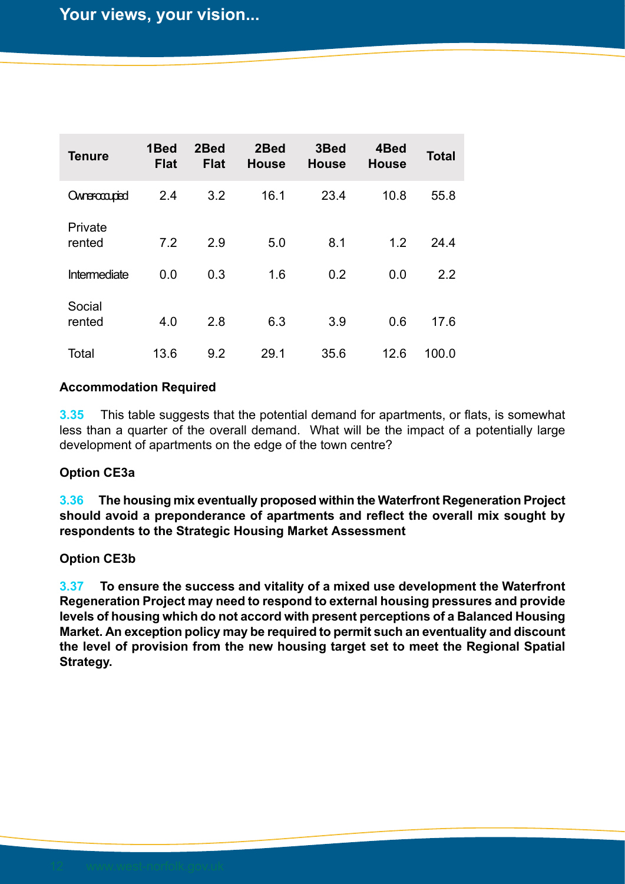| Tenure | 1Bed Flat | 2Bed Flat | 2Bed House | 3Bed House | 4Bed House | Total |
|---|---|---|---|---|---|---|
| Owner-occupied | 2.4 | 3.2 | 16.1 | 23.4 | 10.8 | 55.8 |
| Private rented | 7.2 | 2.9 | 5.0 | 8.1 | 1.2 | 24.4 |
| Intermediate | 0.0 | 0.3 | 1.6 | 0.2 | 0.0 | 2.2 |
| Social rented | 4.0 | 2.8 | 6.3 | 3.9 | 0.6 | 17.6 |
| Total | 13.6 | 9.2 | 29.1 | 35.6 | 12.6 | 100.0 |

### Accommodation Required

**3.35** This table suggests that the potential demand for apartments, or flats, is somewhat less than a quarter of the overall demand. What will be the impact of a potentially large development of apartments on the edge of the town centre?

### Option CE3a

**3.36 The housing mix eventually proposed within the Waterfront Regeneration Project should avoid a preponderance of apartments and reflect the overall mix sought by respondents to the Strategic Housing Market Assessment**

### Option CE3b

**3.37 To ensure the success and vitality of a mixed use development the Waterfront Regeneration Project may need to respond to external housing pressures and provide levels of housing which do not accord with present perceptions of a Balanced Housing Market. An exception policy may be required to permit such an eventuality and discount the level of provision from the new housing target set to meet the Regional Spatial Strategy.**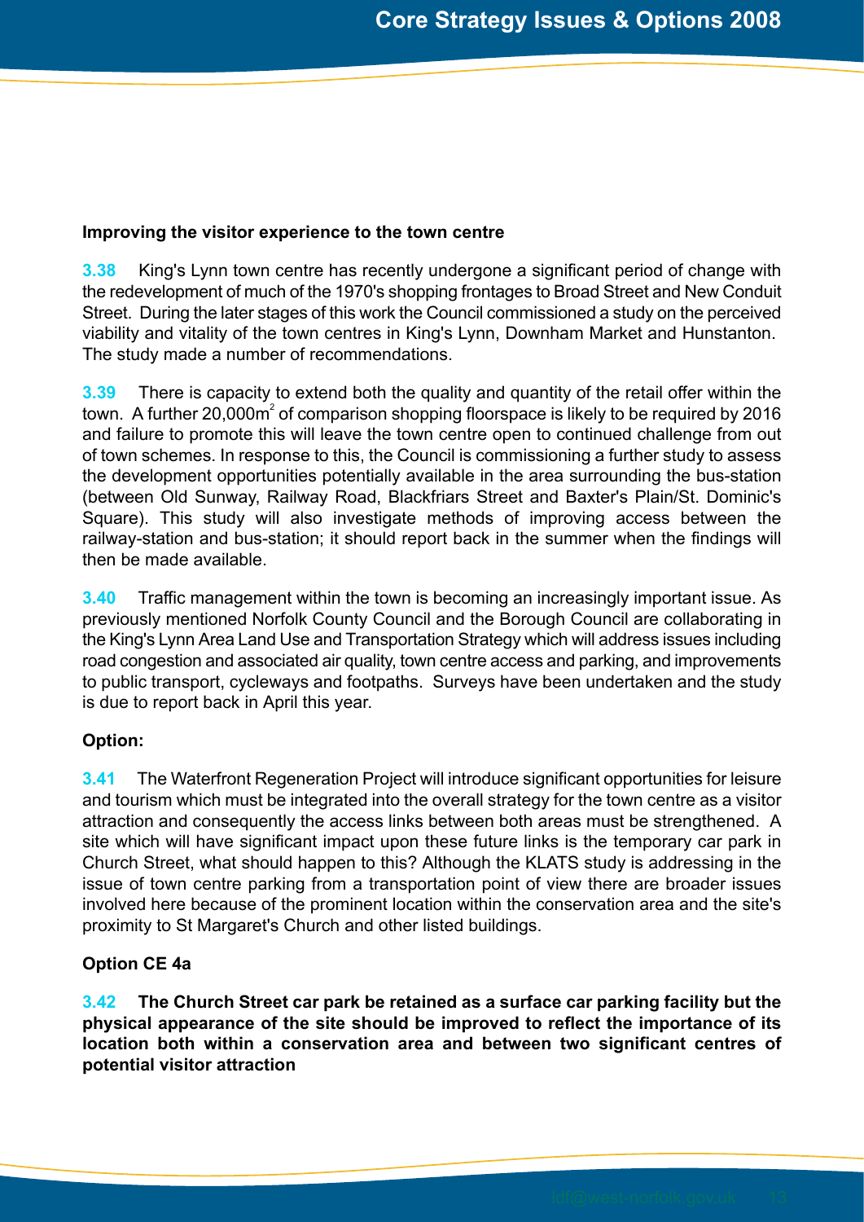**Improving the visitor experience to the town centre**

**3.38** King's Lynn town centre has recently undergone a significant period of change with the redevelopment of much of the 1970's shopping frontages to Broad Street and New Conduit Street. During the later stages of this work the Council commissioned a study on the perceived viability and vitality of the town centres in King's Lynn, Downham Market and Hunstanton. The study made a number of recommendations.

**3.39** There is capacity to extend both the quality and quantity of the retail offer within the town. A further 20,000m$^2$ of comparison shopping floorspace is likely to be required by 2016 and failure to promote this will leave the town centre open to continued challenge from out of town schemes. In response to this, the Council is commissioning a further study to assess the development opportunities potentially available in the area surrounding the bus-station (between Old Sunway, Railway Road, Blackfriars Street and Baxter's Plain/St. Dominic's Square). This study will also investigate methods of improving access between the railway-station and bus-station; it should report back in the summer when the findings will then be made available.

**3.40** Traffic management within the town is becoming an increasingly important issue. As previously mentioned Norfolk County Council and the Borough Council are collaborating in the King's Lynn Area Land Use and Transportation Strategy which will address issues including road congestion and associated air quality, town centre access and parking, and improvements to public transport, cycleways and footpaths. Surveys have been undertaken and the study is due to report back in April this year.

**Option:**

**3.41** The Waterfront Regeneration Project will introduce significant opportunities for leisure and tourism which must be integrated into the overall strategy for the town centre as a visitor attraction and consequently the access links between both areas must be strengthened. A site which will have significant impact upon these future links is the temporary car park in Church Street, what should happen to this? Although the KLATS study is addressing in the issue of town centre parking from a transportation point of view there are broader issues involved here because of the prominent location within the conservation area and the site's proximity to St Margaret's Church and other listed buildings.

**Option CE 4a**

**3.42** **The Church Street car park be retained as a surface car parking facility but the physical appearance of the site should be improved to reflect the importance of its location both within a conservation area and between two significant centres of potential visitor attraction**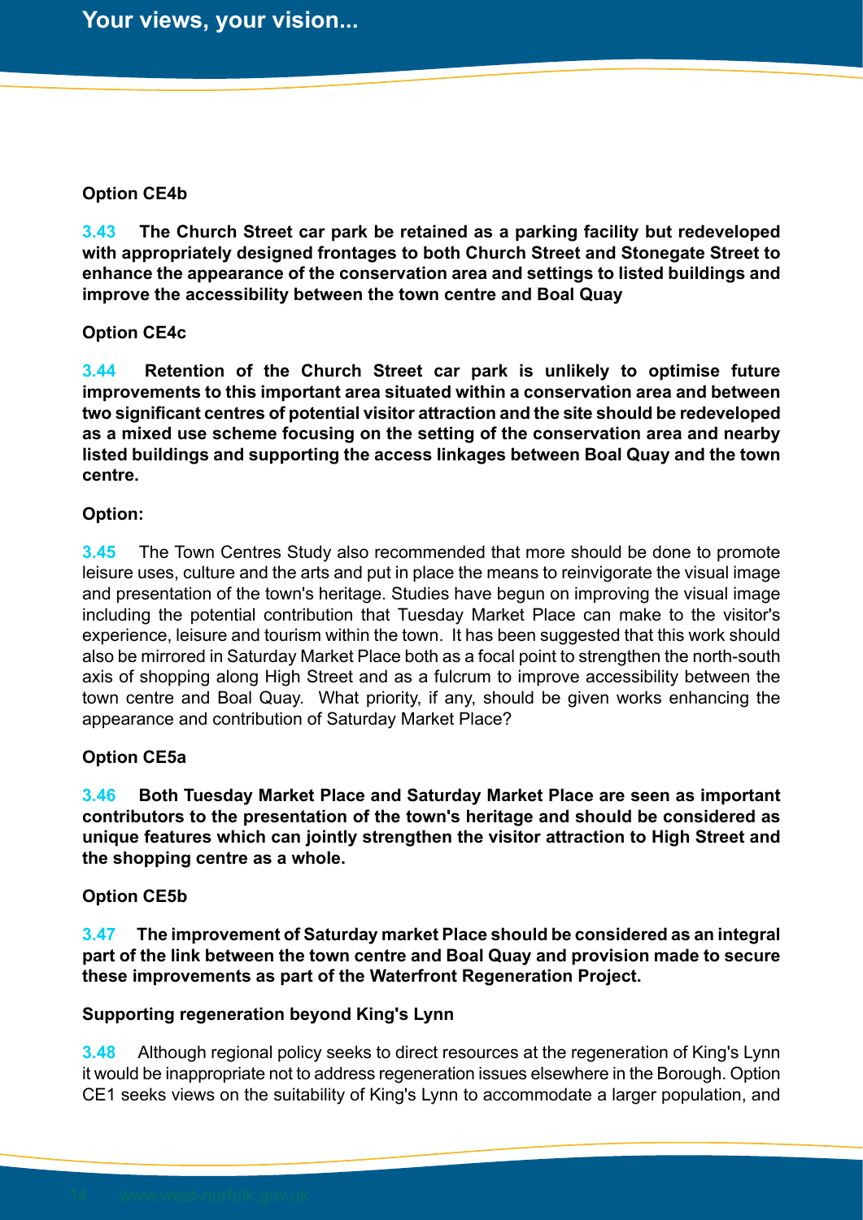**Option CE4b**

**3.43 The Church Street car park be retained as a parking facility but redeveloped with appropriately designed frontages to both Church Street and Stonegate Street to enhance the appearance of the conservation area and settings to listed buildings and improve the accessibility between the town centre and Boal Quay**

**Option CE4c**

**3.44 Retention of the Church Street car park is unlikely to optimise future improvements to this important area situated within a conservation area and between two significant centres of potential visitor attraction and the site should be redeveloped as a mixed use scheme focusing on the setting of the conservation area and nearby listed buildings and supporting the access linkages between Boal Quay and the town centre.**

**Option:**

3.45 The Town Centres Study also recommended that more should be done to promote leisure uses, culture and the arts and put in place the means to reinvigorate the visual image and presentation of the town's heritage. Studies have begun on improving the visual image including the potential contribution that Tuesday Market Place can make to the visitor's experience, leisure and tourism within the town. It has been suggested that this work should also be mirrored in Saturday Market Place both as a focal point to strengthen the north-south axis of shopping along High Street and as a fulcrum to improve accessibility between the town centre and Boal Quay. What priority, if any, should be given works enhancing the appearance and contribution of Saturday Market Place?

**Option CE5a**

**3.46 Both Tuesday Market Place and Saturday Market Place are seen as important contributors to the presentation of the town's heritage and should be considered as unique features which can jointly strengthen the visitor attraction to High Street and the shopping centre as a whole.**

**Option CE5b**

**3.47 The improvement of Saturday market Place should be considered as an integral part of the link between the town centre and Boal Quay and provision made to secure these improvements as part of the Waterfront Regeneration Project.**

**Supporting regeneration beyond King's Lynn**

3.48 Although regional policy seeks to direct resources at the regeneration of King's Lynn it would be inappropriate not to address regeneration issues elsewhere in the Borough. Option CE1 seeks views on the suitability of King's Lynn to accommodate a larger population, and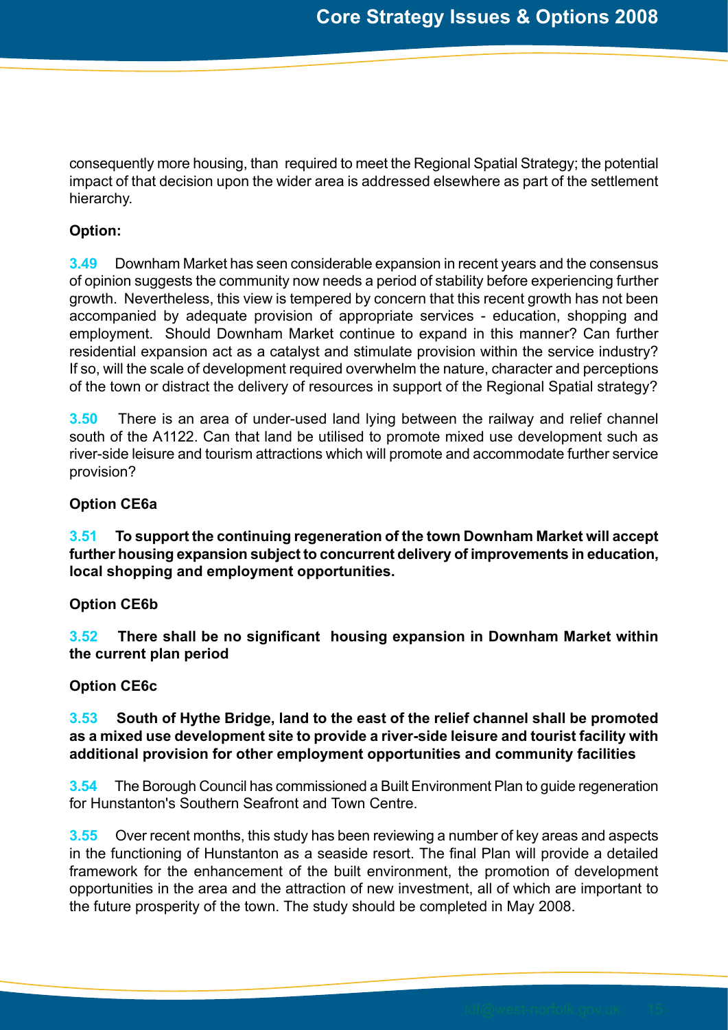consequently more housing, than required to meet the Regional Spatial Strategy; the potential impact of that decision upon the wider area is addressed elsewhere as part of the settlement hierarchy.

**Option:**

**3.49** Downham Market has seen considerable expansion in recent years and the consensus of opinion suggests the community now needs a period of stability before experiencing further growth. Nevertheless, this view is tempered by concern that this recent growth has not been accompanied by adequate provision of appropriate services - education, shopping and employment. Should Downham Market continue to expand in this manner? Can further residential expansion act as a catalyst and stimulate provision within the service industry? If so, will the scale of development required overwhelm the nature, character and perceptions of the town or distract the delivery of resources in support of the Regional Spatial strategy?

**3.50** There is an area of under-used land lying between the railway and relief channel south of the A1122. Can that land be utilised to promote mixed use development such as river-side leisure and tourism attractions which will promote and accommodate further service provision?

**Option CE6a**

**3.51** **To support the continuing regeneration of the town Downham Market will accept further housing expansion subject to concurrent delivery of improvements in education, local shopping and employment opportunities.**

**Option CE6b**

**3.52** **There shall be no significant housing expansion in Downham Market within the current plan period**

**Option CE6c**

**3.53** **South of Hythe Bridge, land to the east of the relief channel shall be promoted as a mixed use development site to provide a river-side leisure and tourist facility with additional provision for other employment opportunities and community facilities**

**3.54** The Borough Council has commissioned a Built Environment Plan to guide regeneration for Hunstanton's Southern Seafront and Town Centre.

**3.55** Over recent months, this study has been reviewing a number of key areas and aspects in the functioning of Hunstanton as a seaside resort. The final Plan will provide a detailed framework for the enhancement of the built environment, the promotion of development opportunities in the area and the attraction of new investment, all of which are important to the future prosperity of the town. The study should be completed in May 2008.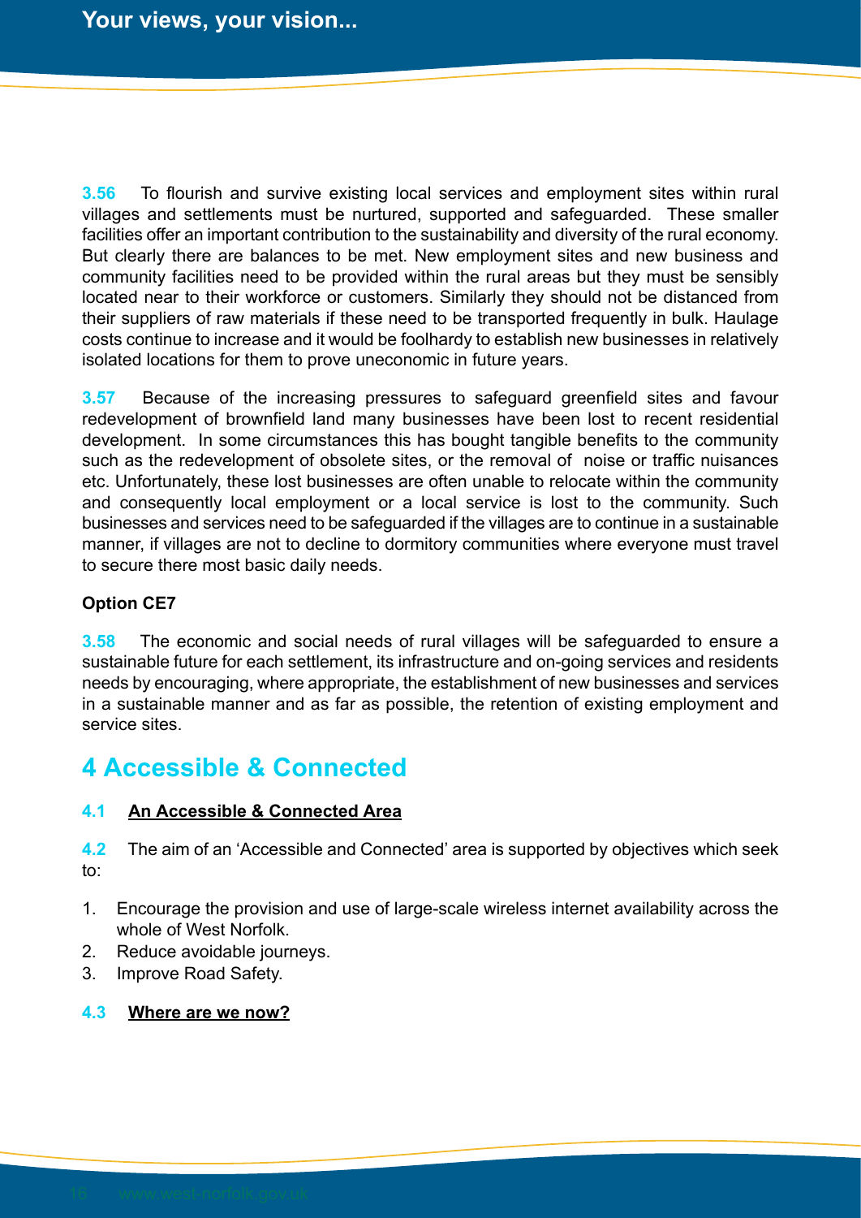**3.56** To flourish and survive existing local services and employment sites within rural villages and settlements must be nurtured, supported and safeguarded. These smaller facilities offer an important contribution to the sustainability and diversity of the rural economy. But clearly there are balances to be met. New employment sites and new business and community facilities need to be provided within the rural areas but they must be sensibly located near to their workforce or customers. Similarly they should not be distanced from their suppliers of raw materials if these need to be transported frequently in bulk. Haulage costs continue to increase and it would be foolhardy to establish new businesses in relatively isolated locations for them to prove uneconomic in future years.

**3.57** Because of the increasing pressures to safeguard greenfield sites and favour redevelopment of brownfield land many businesses have been lost to recent residential development. In some circumstances this has bought tangible benefits to the community such as the redevelopment of obsolete sites, or the removal of noise or traffic nuisances etc. Unfortunately, these lost businesses are often unable to relocate within the community and consequently local employment or a local service is lost to the community. Such businesses and services need to be safeguarded if the villages are to continue in a sustainable manner, if villages are not to decline to dormitory communities where everyone must travel to secure there most basic daily needs.

**Option CE7**

**3.58** The economic and social needs of rural villages will be safeguarded to ensure a sustainable future for each settlement, its infrastructure and on-going services and residents needs by encouraging, where appropriate, the establishment of new businesses and services in a sustainable manner and as far as possible, the retention of existing employment and service sites.

# 4 Accessible & Connected

### 4.1 An Accessible & Connected Area

**4.2** The aim of an 'Accessible and Connected' area is supported by objectives which seek to:

1. Encourage the provision and use of large-scale wireless internet availability across the whole of West Norfolk.
2. Reduce avoidable journeys.
3. Improve Road Safety.

### 4.3 Where are we now?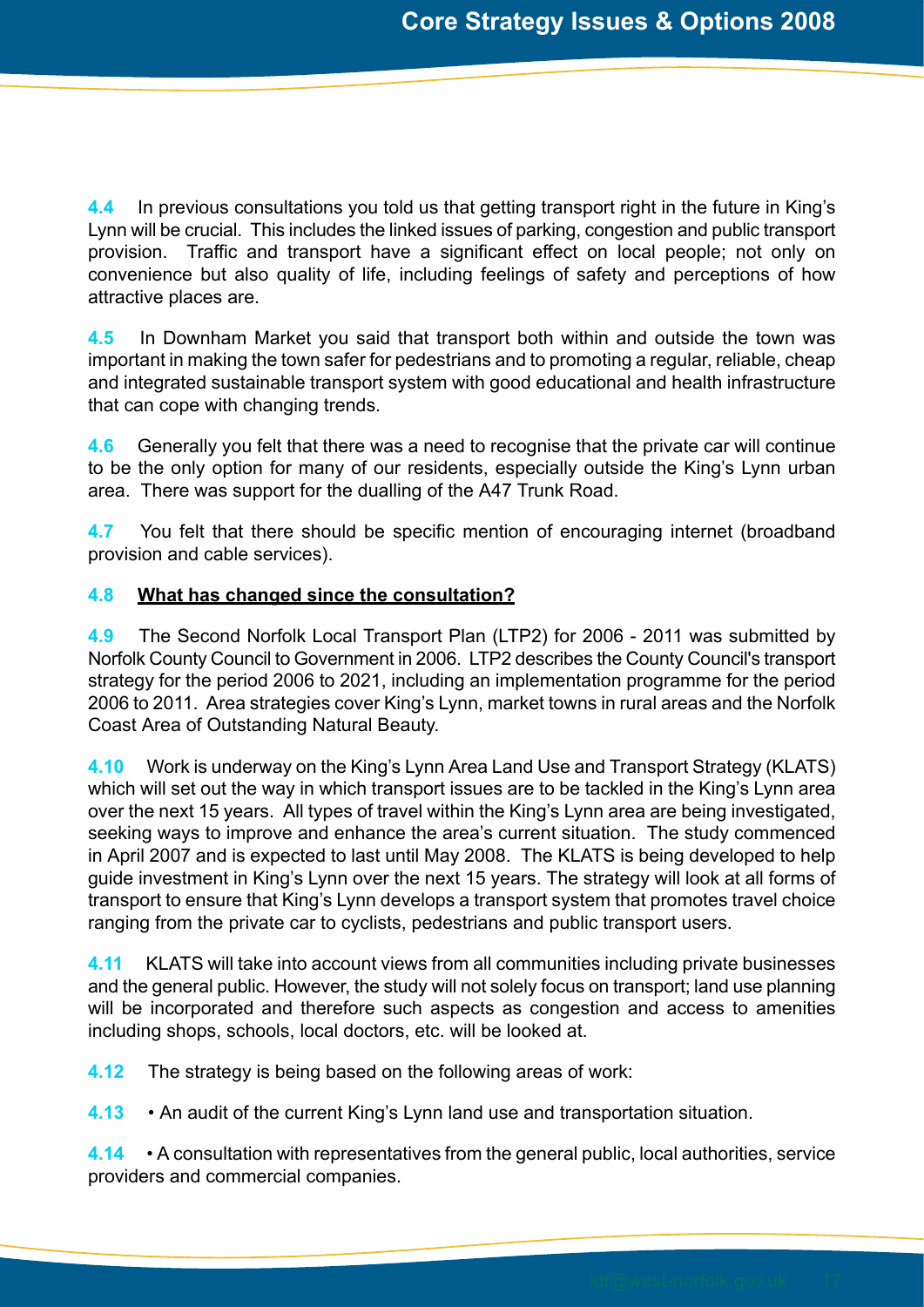**4.4** In previous consultations you told us that getting transport right in the future in King's Lynn will be crucial. This includes the linked issues of parking, congestion and public transport provision. Traffic and transport have a significant effect on local people; not only on convenience but also quality of life, including feelings of safety and perceptions of how attractive places are.

**4.5** In Downham Market you said that transport both within and outside the town was important in making the town safer for pedestrians and to promoting a regular, reliable, cheap and integrated sustainable transport system with good educational and health infrastructure that can cope with changing trends.

**4.6** Generally you felt that there was a need to recognise that the private car will continue to be the only option for many of our residents, especially outside the King's Lynn urban area. There was support for the dualling of the A47 Trunk Road.

**4.7** You felt that there should be specific mention of encouraging internet (broadband provision and cable services).

**4.8** **What has changed since the consultation?**

**4.9** The Second Norfolk Local Transport Plan (LTP2) for 2006 - 2011 was submitted by Norfolk County Council to Government in 2006. LTP2 describes the County Council's transport strategy for the period 2006 to 2021, including an implementation programme for the period 2006 to 2011. Area strategies cover King's Lynn, market towns in rural areas and the Norfolk Coast Area of Outstanding Natural Beauty.

**4.10** Work is underway on the King's Lynn Area Land Use and Transport Strategy (KLATS) which will set out the way in which transport issues are to be tackled in the King's Lynn area over the next 15 years. All types of travel within the King's Lynn area are being investigated, seeking ways to improve and enhance the area's current situation. The study commenced in April 2007 and is expected to last until May 2008. The KLATS is being developed to help guide investment in King's Lynn over the next 15 years. The strategy will look at all forms of transport to ensure that King's Lynn develops a transport system that promotes travel choice ranging from the private car to cyclists, pedestrians and public transport users.

**4.11** KLATS will take into account views from all communities including private businesses and the general public. However, the study will not solely focus on transport; land use planning will be incorporated and therefore such aspects as congestion and access to amenities including shops, schools, local doctors, etc. will be looked at.

**4.12** The strategy is being based on the following areas of work:

**4.13** • An audit of the current King's Lynn land use and transportation situation.

**4.14** • A consultation with representatives from the general public, local authorities, service providers and commercial companies.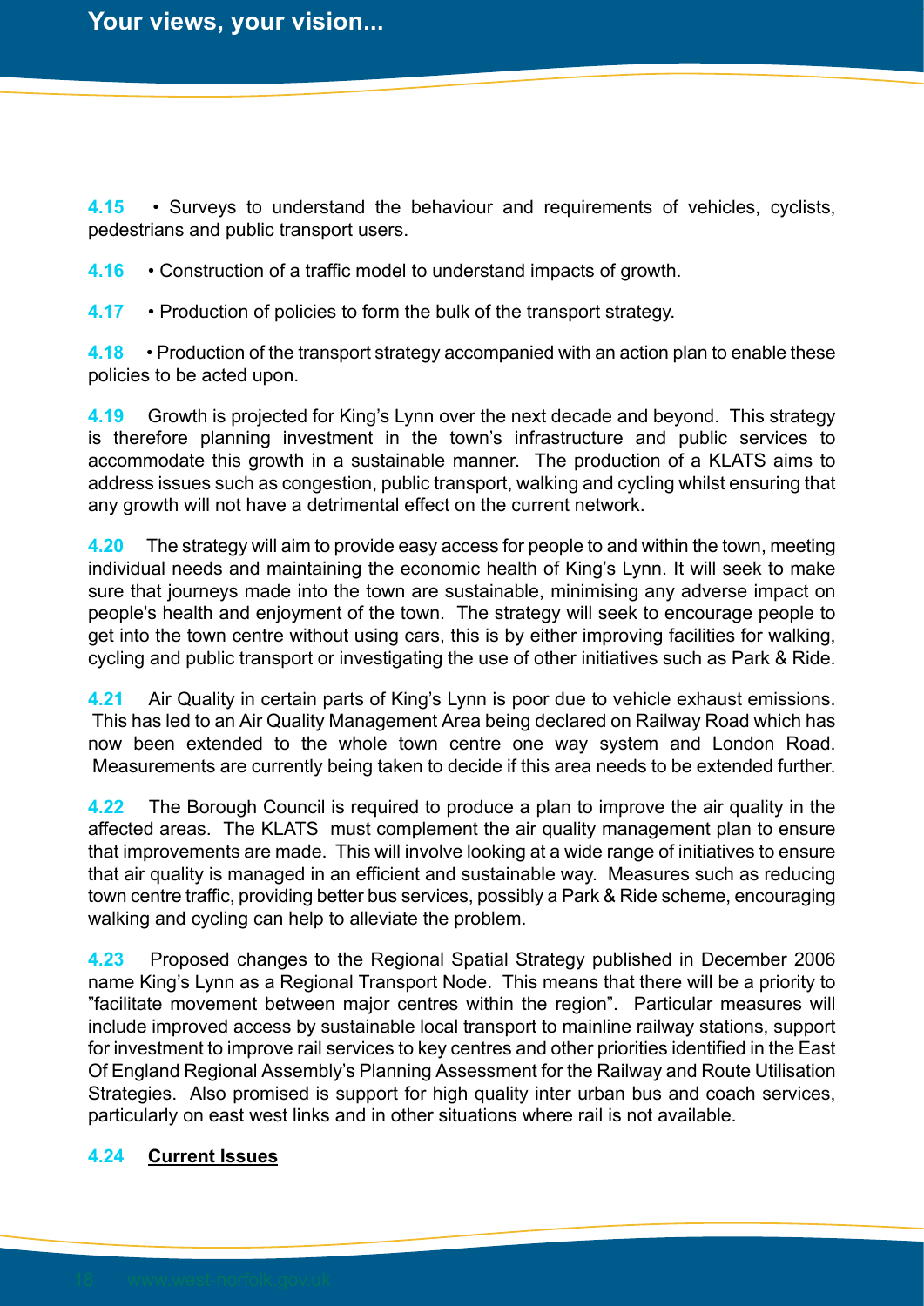**4.15** • Surveys to understand the behaviour and requirements of vehicles, cyclists, pedestrians and public transport users.

**4.16** • Construction of a traffic model to understand impacts of growth.

**4.17** • Production of policies to form the bulk of the transport strategy.

**4.18** • Production of the transport strategy accompanied with an action plan to enable these policies to be acted upon.

**4.19** Growth is projected for King's Lynn over the next decade and beyond. This strategy is therefore planning investment in the town's infrastructure and public services to accommodate this growth in a sustainable manner. The production of a KLATS aims to address issues such as congestion, public transport, walking and cycling whilst ensuring that any growth will not have a detrimental effect on the current network.

**4.20** The strategy will aim to provide easy access for people to and within the town, meeting individual needs and maintaining the economic health of King's Lynn. It will seek to make sure that journeys made into the town are sustainable, minimising any adverse impact on people's health and enjoyment of the town. The strategy will seek to encourage people to get into the town centre without using cars, this is by either improving facilities for walking, cycling and public transport or investigating the use of other initiatives such as Park & Ride.

**4.21** Air Quality in certain parts of King's Lynn is poor due to vehicle exhaust emissions. This has led to an Air Quality Management Area being declared on Railway Road which has now been extended to the whole town centre one way system and London Road. Measurements are currently being taken to decide if this area needs to be extended further.

**4.22** The Borough Council is required to produce a plan to improve the air quality in the affected areas. The KLATS must complement the air quality management plan to ensure that improvements are made. This will involve looking at a wide range of initiatives to ensure that air quality is managed in an efficient and sustainable way. Measures such as reducing town centre traffic, providing better bus services, possibly a Park & Ride scheme, encouraging walking and cycling can help to alleviate the problem.

**4.23** Proposed changes to the Regional Spatial Strategy published in December 2006 name King's Lynn as a Regional Transport Node. This means that there will be a priority to "facilitate movement between major centres within the region". Particular measures will include improved access by sustainable local transport to mainline railway stations, support for investment to improve rail services to key centres and other priorities identified in the East Of England Regional Assembly's Planning Assessment for the Railway and Route Utilisation Strategies. Also promised is support for high quality inter urban bus and coach services, particularly on east west links and in other situations where rail is not available.

**4.24** **Current Issues**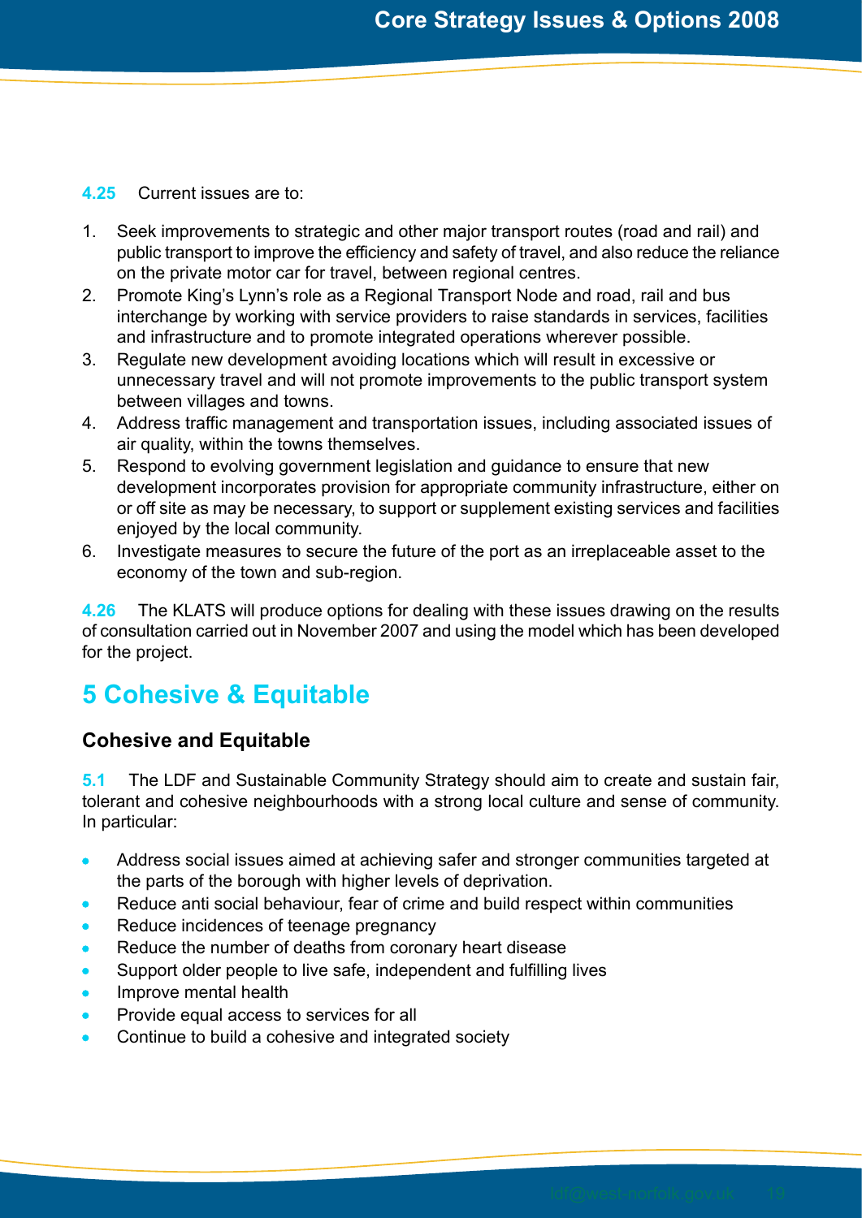**4.25** Current issues are to:

1. Seek improvements to strategic and other major transport routes (road and rail) and public transport to improve the efficiency and safety of travel, and also reduce the reliance on the private motor car for travel, between regional centres.
2. Promote King's Lynn's role as a Regional Transport Node and road, rail and bus interchange by working with service providers to raise standards in services, facilities and infrastructure and to promote integrated operations wherever possible.
3. Regulate new development avoiding locations which will result in excessive or unnecessary travel and will not promote improvements to the public transport system between villages and towns.
4. Address traffic management and transportation issues, including associated issues of air quality, within the towns themselves.
5. Respond to evolving government legislation and guidance to ensure that new development incorporates provision for appropriate community infrastructure, either on or off site as may be necessary, to support or supplement existing services and facilities enjoyed by the local community.
6. Investigate measures to secure the future of the port as an irreplaceable asset to the economy of the town and sub-region.

**4.26** The KLATS will produce options for dealing with these issues drawing on the results of consultation carried out in November 2007 and using the model which has been developed for the project.

# 5 Cohesive & Equitable

## Cohesive and Equitable

**5.1** The LDF and Sustainable Community Strategy should aim to create and sustain fair, tolerant and cohesive neighbourhoods with a strong local culture and sense of community. In particular:

- Address social issues aimed at achieving safer and stronger communities targeted at the parts of the borough with higher levels of deprivation.
- Reduce anti social behaviour, fear of crime and build respect within communities
- Reduce incidences of teenage pregnancy
- Reduce the number of deaths from coronary heart disease
- Support older people to live safe, independent and fulfilling lives
- Improve mental health
- Provide equal access to services for all
- Continue to build a cohesive and integrated society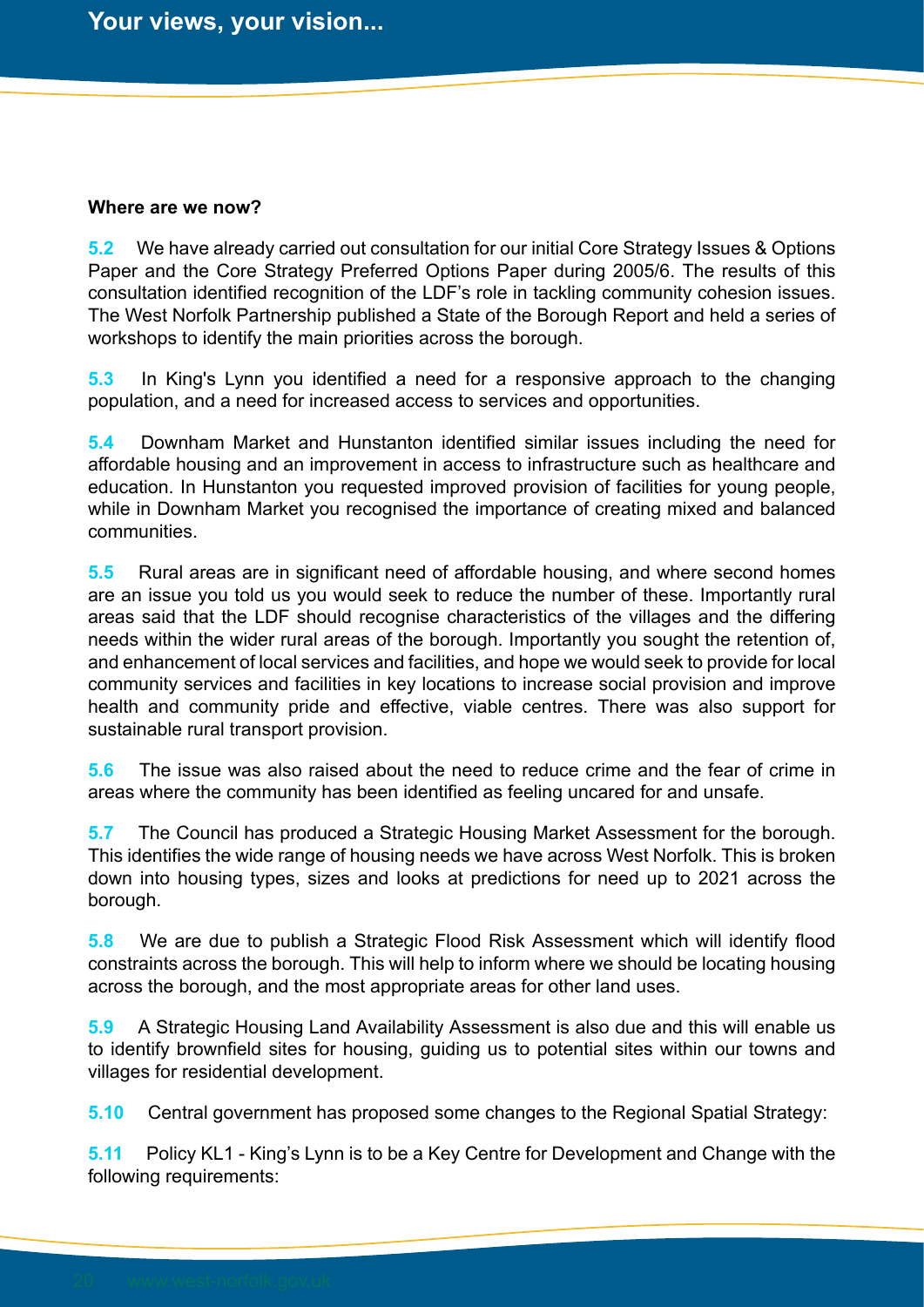### Where are we now?

**5.2** We have already carried out consultation for our initial Core Strategy Issues & Options Paper and the Core Strategy Preferred Options Paper during 2005/6. The results of this consultation identified recognition of the LDF's role in tackling community cohesion issues. The West Norfolk Partnership published a State of the Borough Report and held a series of workshops to identify the main priorities across the borough.

**5.3** In King's Lynn you identified a need for a responsive approach to the changing population, and a need for increased access to services and opportunities.

**5.4** Downham Market and Hunstanton identified similar issues including the need for affordable housing and an improvement in access to infrastructure such as healthcare and education. In Hunstanton you requested improved provision of facilities for young people, while in Downham Market you recognised the importance of creating mixed and balanced communities.

**5.5** Rural areas are in significant need of affordable housing, and where second homes are an issue you told us you would seek to reduce the number of these. Importantly rural areas said that the LDF should recognise characteristics of the villages and the differing needs within the wider rural areas of the borough. Importantly you sought the retention of, and enhancement of local services and facilities, and hope we would seek to provide for local community services and facilities in key locations to increase social provision and improve health and community pride and effective, viable centres. There was also support for sustainable rural transport provision.

**5.6** The issue was also raised about the need to reduce crime and the fear of crime in areas where the community has been identified as feeling uncared for and unsafe.

**5.7** The Council has produced a Strategic Housing Market Assessment for the borough. This identifies the wide range of housing needs we have across West Norfolk. This is broken down into housing types, sizes and looks at predictions for need up to 2021 across the borough.

**5.8** We are due to publish a Strategic Flood Risk Assessment which will identify flood constraints across the borough. This will help to inform where we should be locating housing across the borough, and the most appropriate areas for other land uses.

**5.9** A Strategic Housing Land Availability Assessment is also due and this will enable us to identify brownfield sites for housing, guiding us to potential sites within our towns and villages for residential development.

**5.10** Central government has proposed some changes to the Regional Spatial Strategy:

**5.11** Policy KL1 - King's Lynn is to be a Key Centre for Development and Change with the following requirements: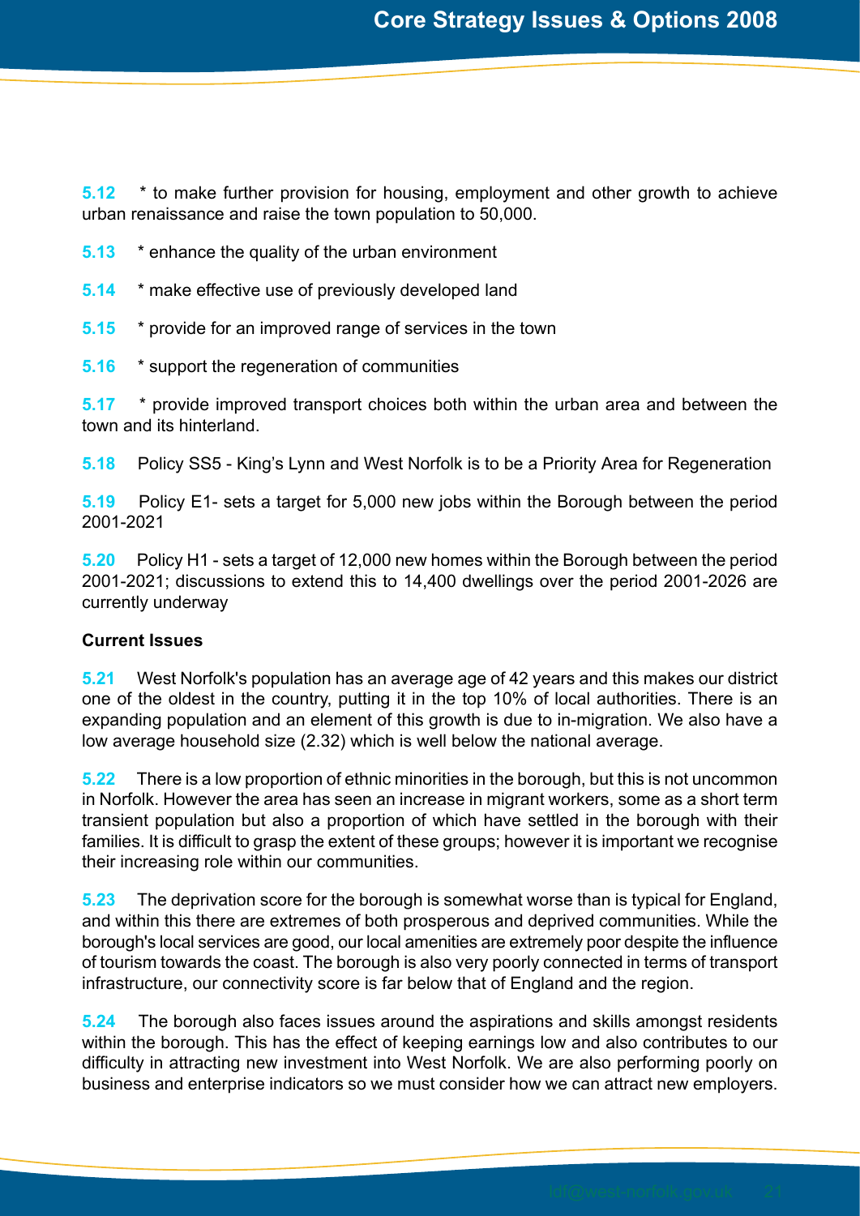**5.12** * to make further provision for housing, employment and other growth to achieve urban renaissance and raise the town population to 50,000.

**5.13** * enhance the quality of the urban environment

**5.14** * make effective use of previously developed land

**5.15** * provide for an improved range of services in the town

**5.16** * support the regeneration of communities

**5.17** * provide improved transport choices both within the urban area and between the town and its hinterland.

**5.18** Policy SS5 - King's Lynn and West Norfolk is to be a Priority Area for Regeneration

**5.19** Policy E1- sets a target for 5,000 new jobs within the Borough between the period 2001-2021

**5.20** Policy H1 - sets a target of 12,000 new homes within the Borough between the period 2001-2021; discussions to extend this to 14,400 dwellings over the period 2001-2026 are currently underway

**Current Issues**

**5.21** West Norfolk's population has an average age of 42 years and this makes our district one of the oldest in the country, putting it in the top 10% of local authorities. There is an expanding population and an element of this growth is due to in-migration. We also have a low average household size (2.32) which is well below the national average.

**5.22** There is a low proportion of ethnic minorities in the borough, but this is not uncommon in Norfolk. However the area has seen an increase in migrant workers, some as a short term transient population but also a proportion of which have settled in the borough with their families. It is difficult to grasp the extent of these groups; however it is important we recognise their increasing role within our communities.

**5.23** The deprivation score for the borough is somewhat worse than is typical for England, and within this there are extremes of both prosperous and deprived communities. While the borough's local services are good, our local amenities are extremely poor despite the influence of tourism towards the coast. The borough is also very poorly connected in terms of transport infrastructure, our connectivity score is far below that of England and the region.

**5.24** The borough also faces issues around the aspirations and skills amongst residents within the borough. This has the effect of keeping earnings low and also contributes to our difficulty in attracting new investment into West Norfolk. We are also performing poorly on business and enterprise indicators so we must consider how we can attract new employers.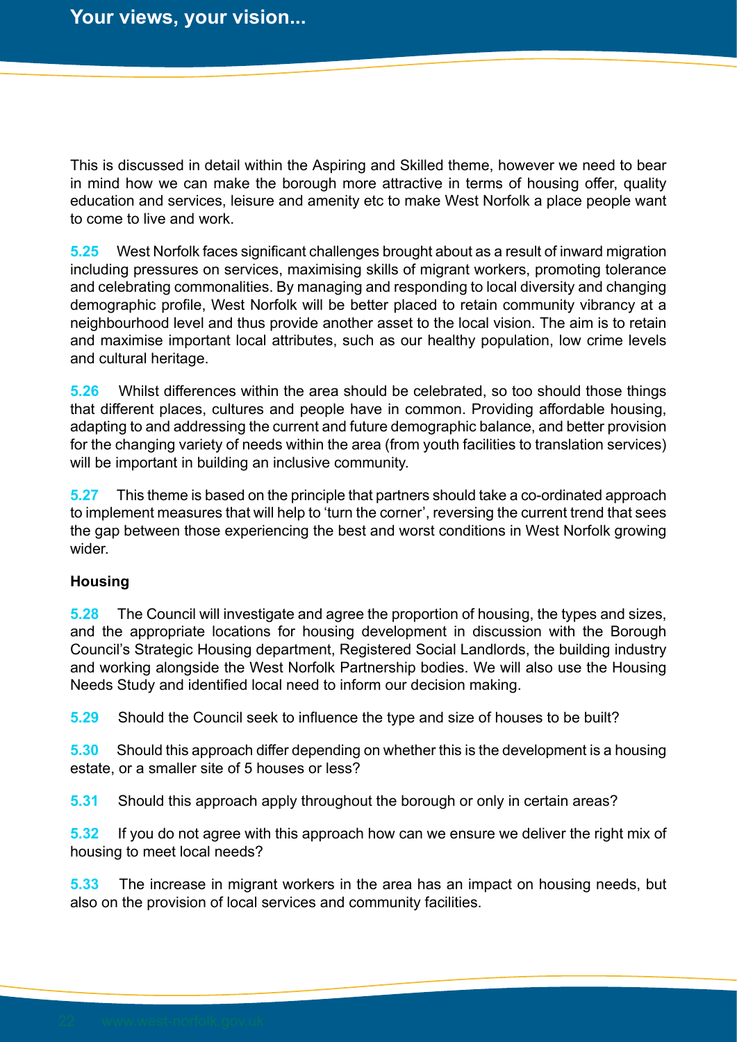This is discussed in detail within the Aspiring and Skilled theme, however we need to bear in mind how we can make the borough more attractive in terms of housing offer, quality education and services, leisure and amenity etc to make West Norfolk a place people want to come to live and work.

**5.25** West Norfolk faces significant challenges brought about as a result of inward migration including pressures on services, maximising skills of migrant workers, promoting tolerance and celebrating commonalities. By managing and responding to local diversity and changing demographic profile, West Norfolk will be better placed to retain community vibrancy at a neighbourhood level and thus provide another asset to the local vision. The aim is to retain and maximise important local attributes, such as our healthy population, low crime levels and cultural heritage.

**5.26** Whilst differences within the area should be celebrated, so too should those things that different places, cultures and people have in common. Providing affordable housing, adapting to and addressing the current and future demographic balance, and better provision for the changing variety of needs within the area (from youth facilities to translation services) will be important in building an inclusive community.

**5.27** This theme is based on the principle that partners should take a co-ordinated approach to implement measures that will help to 'turn the corner', reversing the current trend that sees the gap between those experiencing the best and worst conditions in West Norfolk growing wider.

**Housing**

**5.28** The Council will investigate and agree the proportion of housing, the types and sizes, and the appropriate locations for housing development in discussion with the Borough Council's Strategic Housing department, Registered Social Landlords, the building industry and working alongside the West Norfolk Partnership bodies. We will also use the Housing Needs Study and identified local need to inform our decision making.

**5.29** Should the Council seek to influence the type and size of houses to be built?

**5.30** Should this approach differ depending on whether this is the development is a housing estate, or a smaller site of 5 houses or less?

**5.31** Should this approach apply throughout the borough or only in certain areas?

**5.32** If you do not agree with this approach how can we ensure we deliver the right mix of housing to meet local needs?

**5.33** The increase in migrant workers in the area has an impact on housing needs, but also on the provision of local services and community facilities.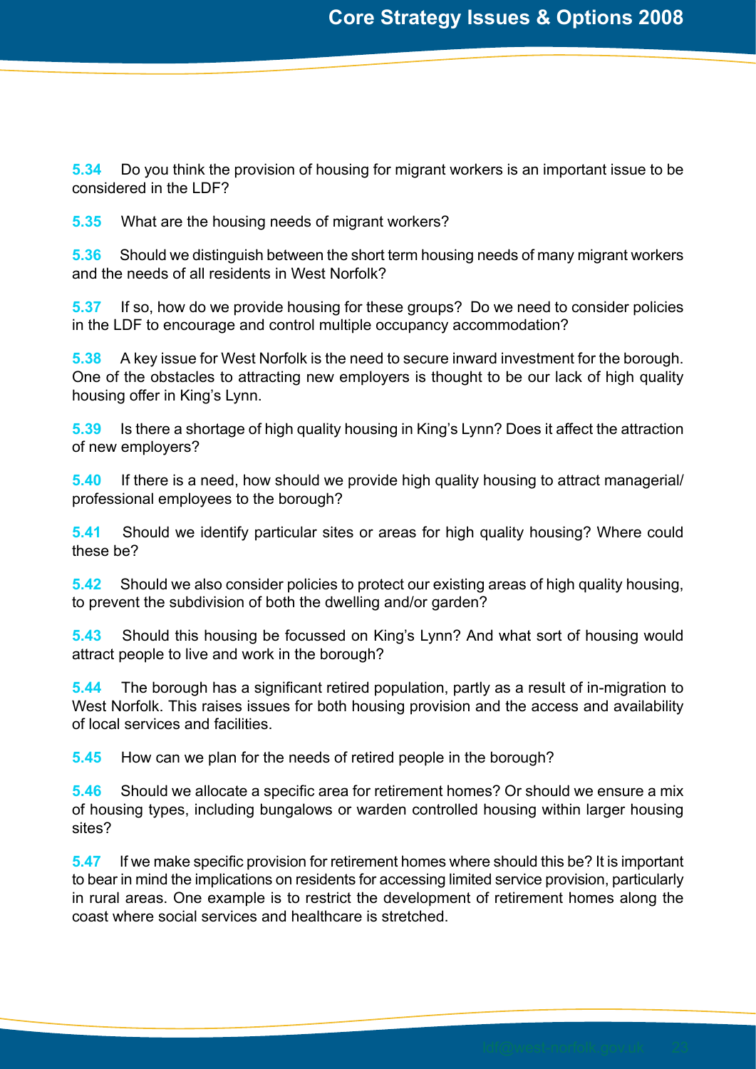**5.34** Do you think the provision of housing for migrant workers is an important issue to be considered in the LDF?

**5.35** What are the housing needs of migrant workers?

**5.36** Should we distinguish between the short term housing needs of many migrant workers and the needs of all residents in West Norfolk?

**5.37** If so, how do we provide housing for these groups? Do we need to consider policies in the LDF to encourage and control multiple occupancy accommodation?

**5.38** A key issue for West Norfolk is the need to secure inward investment for the borough. One of the obstacles to attracting new employers is thought to be our lack of high quality housing offer in King's Lynn.

**5.39** Is there a shortage of high quality housing in King's Lynn? Does it affect the attraction of new employers?

**5.40** If there is a need, how should we provide high quality housing to attract managerial/ professional employees to the borough?

**5.41** Should we identify particular sites or areas for high quality housing? Where could these be?

**5.42** Should we also consider policies to protect our existing areas of high quality housing, to prevent the subdivision of both the dwelling and/or garden?

**5.43** Should this housing be focussed on King's Lynn? And what sort of housing would attract people to live and work in the borough?

**5.44** The borough has a significant retired population, partly as a result of in-migration to West Norfolk. This raises issues for both housing provision and the access and availability of local services and facilities.

**5.45** How can we plan for the needs of retired people in the borough?

**5.46** Should we allocate a specific area for retirement homes? Or should we ensure a mix of housing types, including bungalows or warden controlled housing within larger housing sites?

**5.47** If we make specific provision for retirement homes where should this be? It is important to bear in mind the implications on residents for accessing limited service provision, particularly in rural areas. One example is to restrict the development of retirement homes along the coast where social services and healthcare is stretched.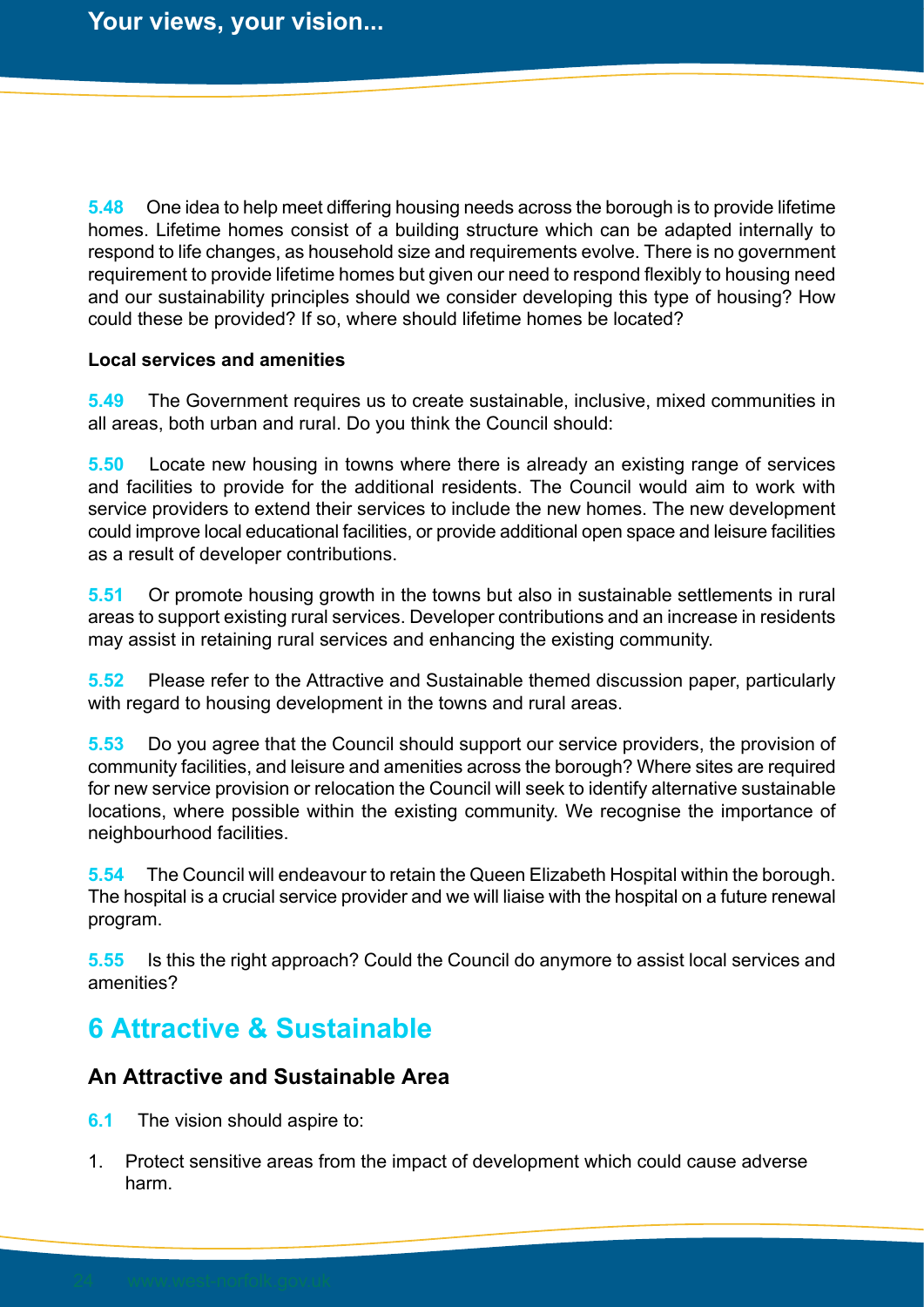**5.48** One idea to help meet differing housing needs across the borough is to provide lifetime homes. Lifetime homes consist of a building structure which can be adapted internally to respond to life changes, as household size and requirements evolve. There is no government requirement to provide lifetime homes but given our need to respond flexibly to housing need and our sustainability principles should we consider developing this type of housing? How could these be provided? If so, where should lifetime homes be located?

**Local services and amenities**

**5.49** The Government requires us to create sustainable, inclusive, mixed communities in all areas, both urban and rural. Do you think the Council should:

**5.50** Locate new housing in towns where there is already an existing range of services and facilities to provide for the additional residents. The Council would aim to work with service providers to extend their services to include the new homes. The new development could improve local educational facilities, or provide additional open space and leisure facilities as a result of developer contributions.

**5.51** Or promote housing growth in the towns but also in sustainable settlements in rural areas to support existing rural services. Developer contributions and an increase in residents may assist in retaining rural services and enhancing the existing community.

**5.52** Please refer to the Attractive and Sustainable themed discussion paper, particularly with regard to housing development in the towns and rural areas.

**5.53** Do you agree that the Council should support our service providers, the provision of community facilities, and leisure and amenities across the borough? Where sites are required for new service provision or relocation the Council will seek to identify alternative sustainable locations, where possible within the existing community. We recognise the importance of neighbourhood facilities.

**5.54** The Council will endeavour to retain the Queen Elizabeth Hospital within the borough. The hospital is a crucial service provider and we will liaise with the hospital on a future renewal program.

**5.55** Is this the right approach? Could the Council do anymore to assist local services and amenities?

# 6 Attractive & Sustainable

## An Attractive and Sustainable Area

**6.1** The vision should aspire to:

1. Protect sensitive areas from the impact of development which could cause adverse harm.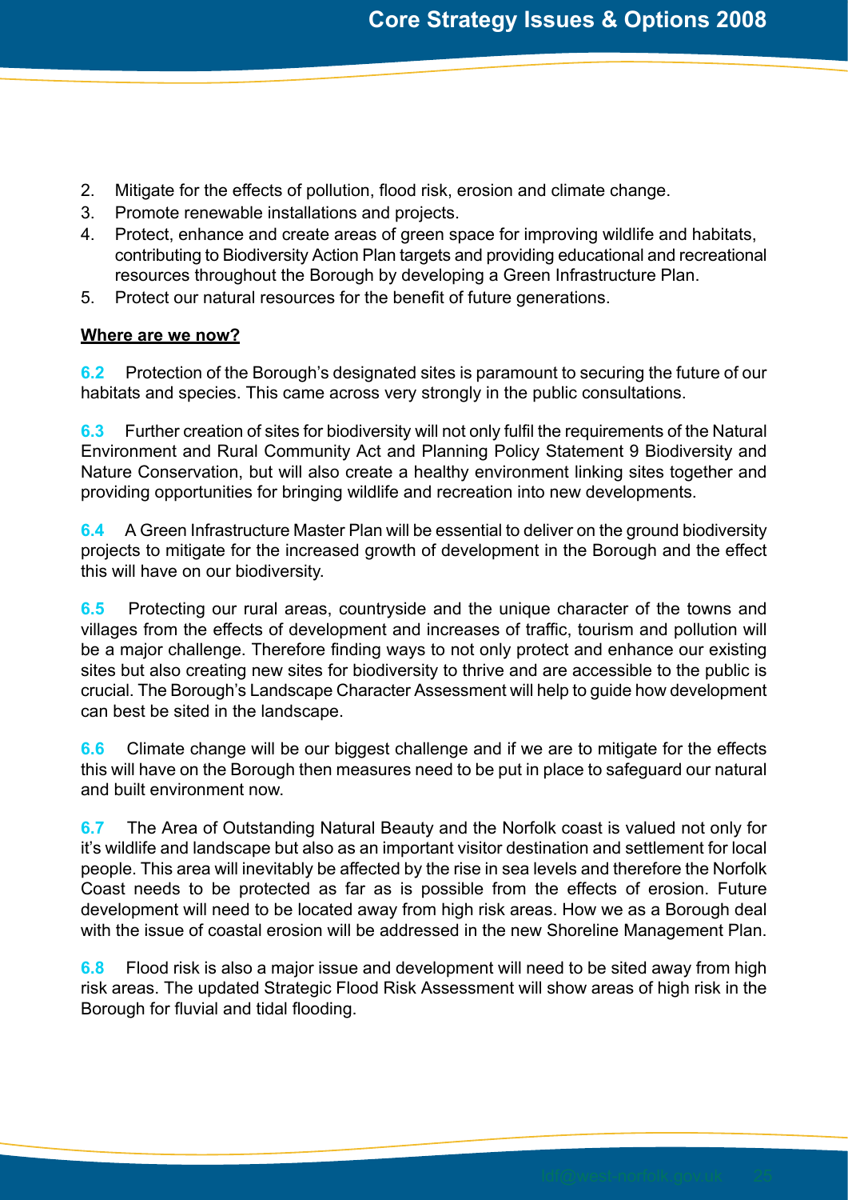2. Mitigate for the effects of pollution, flood risk, erosion and climate change.
3. Promote renewable installations and projects.
4. Protect, enhance and create areas of green space for improving wildlife and habitats, contributing to Biodiversity Action Plan targets and providing educational and recreational resources throughout the Borough by developing a Green Infrastructure Plan.
5. Protect our natural resources for the benefit of future generations.

**Where are we now?**

**6.2** Protection of the Borough's designated sites is paramount to securing the future of our habitats and species. This came across very strongly in the public consultations.

**6.3** Further creation of sites for biodiversity will not only fulfil the requirements of the Natural Environment and Rural Community Act and Planning Policy Statement 9 Biodiversity and Nature Conservation, but will also create a healthy environment linking sites together and providing opportunities for bringing wildlife and recreation into new developments.

**6.4** A Green Infrastructure Master Plan will be essential to deliver on the ground biodiversity projects to mitigate for the increased growth of development in the Borough and the effect this will have on our biodiversity.

**6.5** Protecting our rural areas, countryside and the unique character of the towns and villages from the effects of development and increases of traffic, tourism and pollution will be a major challenge. Therefore finding ways to not only protect and enhance our existing sites but also creating new sites for biodiversity to thrive and are accessible to the public is crucial. The Borough's Landscape Character Assessment will help to guide how development can best be sited in the landscape.

**6.6** Climate change will be our biggest challenge and if we are to mitigate for the effects this will have on the Borough then measures need to be put in place to safeguard our natural and built environment now.

**6.7** The Area of Outstanding Natural Beauty and the Norfolk coast is valued not only for it's wildlife and landscape but also as an important visitor destination and settlement for local people. This area will inevitably be affected by the rise in sea levels and therefore the Norfolk Coast needs to be protected as far as is possible from the effects of erosion. Future development will need to be located away from high risk areas. How we as a Borough deal with the issue of coastal erosion will be addressed in the new Shoreline Management Plan.

**6.8** Flood risk is also a major issue and development will need to be sited away from high risk areas. The updated Strategic Flood Risk Assessment will show areas of high risk in the Borough for fluvial and tidal flooding.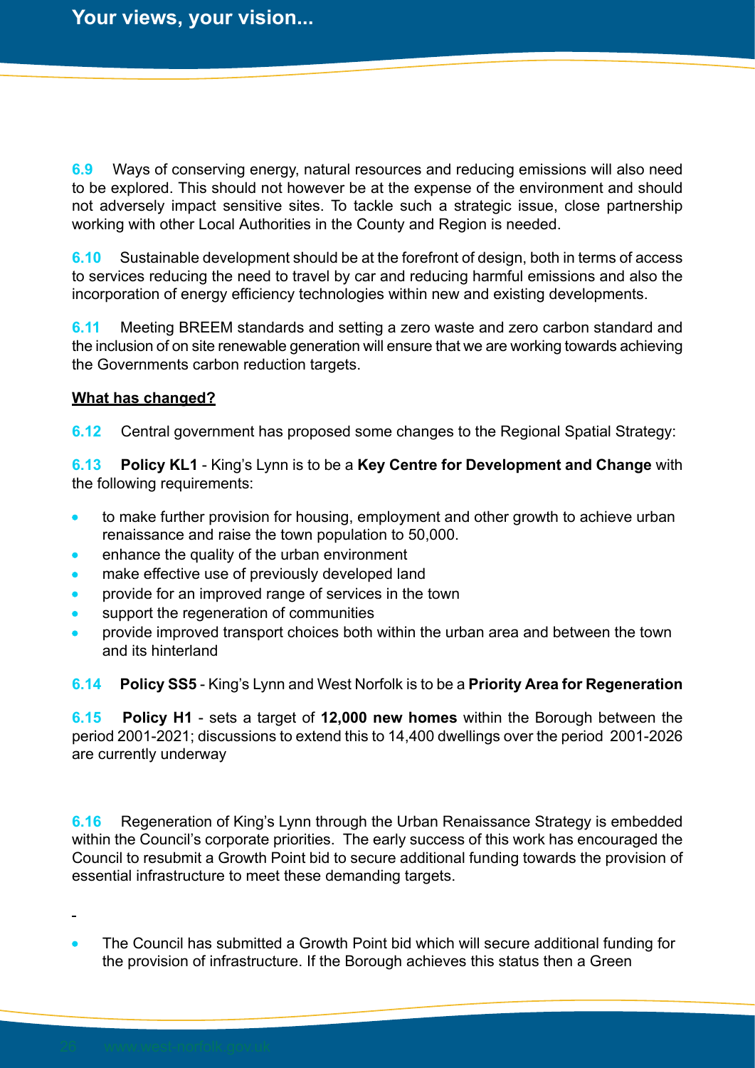**6.9** Ways of conserving energy, natural resources and reducing emissions will also need to be explored. This should not however be at the expense of the environment and should not adversely impact sensitive sites. To tackle such a strategic issue, close partnership working with other Local Authorities in the County and Region is needed.

**6.10** Sustainable development should be at the forefront of design, both in terms of access to services reducing the need to travel by car and reducing harmful emissions and also the incorporation of energy efficiency technologies within new and existing developments.

**6.11** Meeting BREEM standards and setting a zero waste and zero carbon standard and the inclusion of on site renewable generation will ensure that we are working towards achieving the Governments carbon reduction targets.

**What has changed?**

**6.12** Central government has proposed some changes to the Regional Spatial Strategy:

**6.13** **Policy KL1** - King's Lynn is to be a **Key Centre for Development and Change** with the following requirements:

- to make further provision for housing, employment and other growth to achieve urban renaissance and raise the town population to 50,000.
- enhance the quality of the urban environment
- make effective use of previously developed land
- provide for an improved range of services in the town
- support the regeneration of communities
- provide improved transport choices both within the urban area and between the town and its hinterland

**6.14** **Policy SS5** - King's Lynn and West Norfolk is to be a **Priority Area for Regeneration**

**6.15** **Policy H1** - sets a target of **12,000 new homes** within the Borough between the period 2001-2021; discussions to extend this to 14,400 dwellings over the period 2001-2026 are currently underway

**6.16** Regeneration of King's Lynn through the Urban Renaissance Strategy is embedded within the Council's corporate priorities. The early success of this work has encouraged the Council to resubmit a Growth Point bid to secure additional funding towards the provision of essential infrastructure to meet these demanding targets.

-

- The Council has submitted a Growth Point bid which will secure additional funding for the provision of infrastructure. If the Borough achieves this status then a Green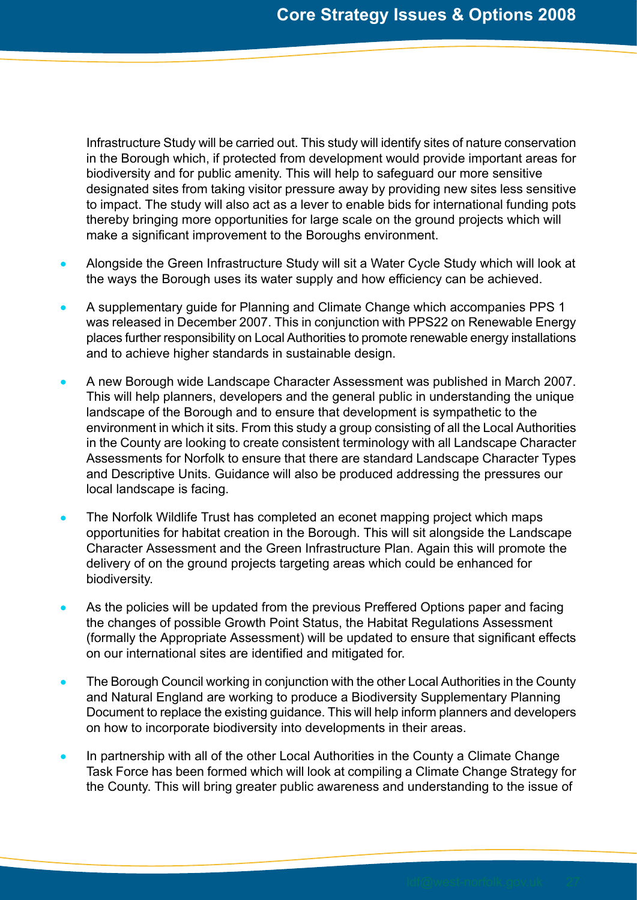Infrastructure Study will be carried out. This study will identify sites of nature conservation in the Borough which, if protected from development would provide important areas for biodiversity and for public amenity. This will help to safeguard our more sensitive designated sites from taking visitor pressure away by providing new sites less sensitive to impact. The study will also act as a lever to enable bids for international funding pots thereby bringing more opportunities for large scale on the ground projects which will make a significant improvement to the Boroughs environment.

- Alongside the Green Infrastructure Study will sit a Water Cycle Study which will look at the ways the Borough uses its water supply and how efficiency can be achieved.
- A supplementary guide for Planning and Climate Change which accompanies PPS 1 was released in December 2007. This in conjunction with PPS22 on Renewable Energy places further responsibility on Local Authorities to promote renewable energy installations and to achieve higher standards in sustainable design.
- A new Borough wide Landscape Character Assessment was published in March 2007. This will help planners, developers and the general public in understanding the unique landscape of the Borough and to ensure that development is sympathetic to the environment in which it sits. From this study a group consisting of all the Local Authorities in the County are looking to create consistent terminology with all Landscape Character Assessments for Norfolk to ensure that there are standard Landscape Character Types and Descriptive Units. Guidance will also be produced addressing the pressures our local landscape is facing.
- The Norfolk Wildlife Trust has completed an econet mapping project which maps opportunities for habitat creation in the Borough. This will sit alongside the Landscape Character Assessment and the Green Infrastructure Plan. Again this will promote the delivery of on the ground projects targeting areas which could be enhanced for biodiversity.
- As the policies will be updated from the previous Preffered Options paper and facing the changes of possible Growth Point Status, the Habitat Regulations Assessment (formally the Appropriate Assessment) will be updated to ensure that significant effects on our international sites are identified and mitigated for.
- The Borough Council working in conjunction with the other Local Authorities in the County and Natural England are working to produce a Biodiversity Supplementary Planning Document to replace the existing guidance. This will help inform planners and developers on how to incorporate biodiversity into developments in their areas.
- In partnership with all of the other Local Authorities in the County a Climate Change Task Force has been formed which will look at compiling a Climate Change Strategy for the County. This will bring greater public awareness and understanding to the issue of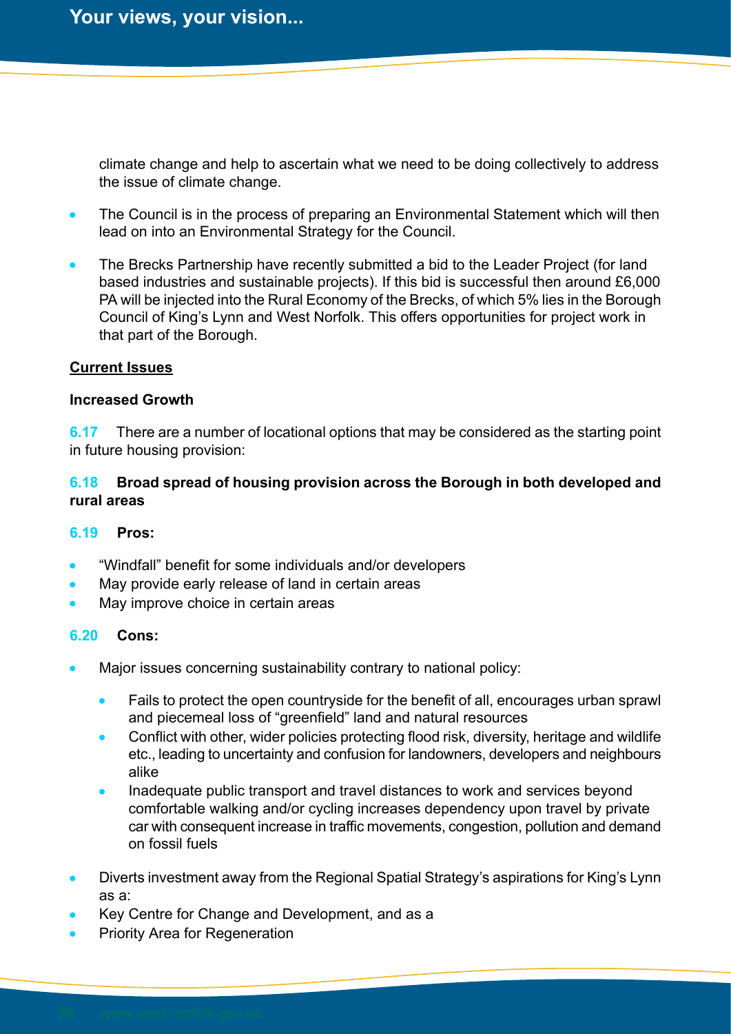climate change and help to ascertain what we need to be doing collectively to address the issue of climate change.

- The Council is in the process of preparing an Environmental Statement which will then lead on into an Environmental Strategy for the Council.
- The Brecks Partnership have recently submitted a bid to the Leader Project (for land based industries and sustainable projects). If this bid is successful then around £6,000 PA will be injected into the Rural Economy of the Brecks, of which 5% lies in the Borough Council of King's Lynn and West Norfolk. This offers opportunities for project work in that part of the Borough.

**Current Issues**

**Increased Growth**

**6.17** There are a number of locational options that may be considered as the starting point in future housing provision:

**6.18 Broad spread of housing provision across the Borough in both developed and rural areas**

**6.19 Pros:**

- "Windfall" benefit for some individuals and/or developers
- May provide early release of land in certain areas
- May improve choice in certain areas

**6.20 Cons:**

- Major issues concerning sustainability contrary to national policy:
  - Fails to protect the open countryside for the benefit of all, encourages urban sprawl and piecemeal loss of "greenfield" land and natural resources
  - Conflict with other, wider policies protecting flood risk, diversity, heritage and wildlife etc., leading to uncertainty and confusion for landowners, developers and neighbours alike
  - Inadequate public transport and travel distances to work and services beyond comfortable walking and/or cycling increases dependency upon travel by private car with consequent increase in traffic movements, congestion, pollution and demand on fossil fuels
- Diverts investment away from the Regional Spatial Strategy's aspirations for King's Lynn as a:
- Key Centre for Change and Development, and as a
- Priority Area for Regeneration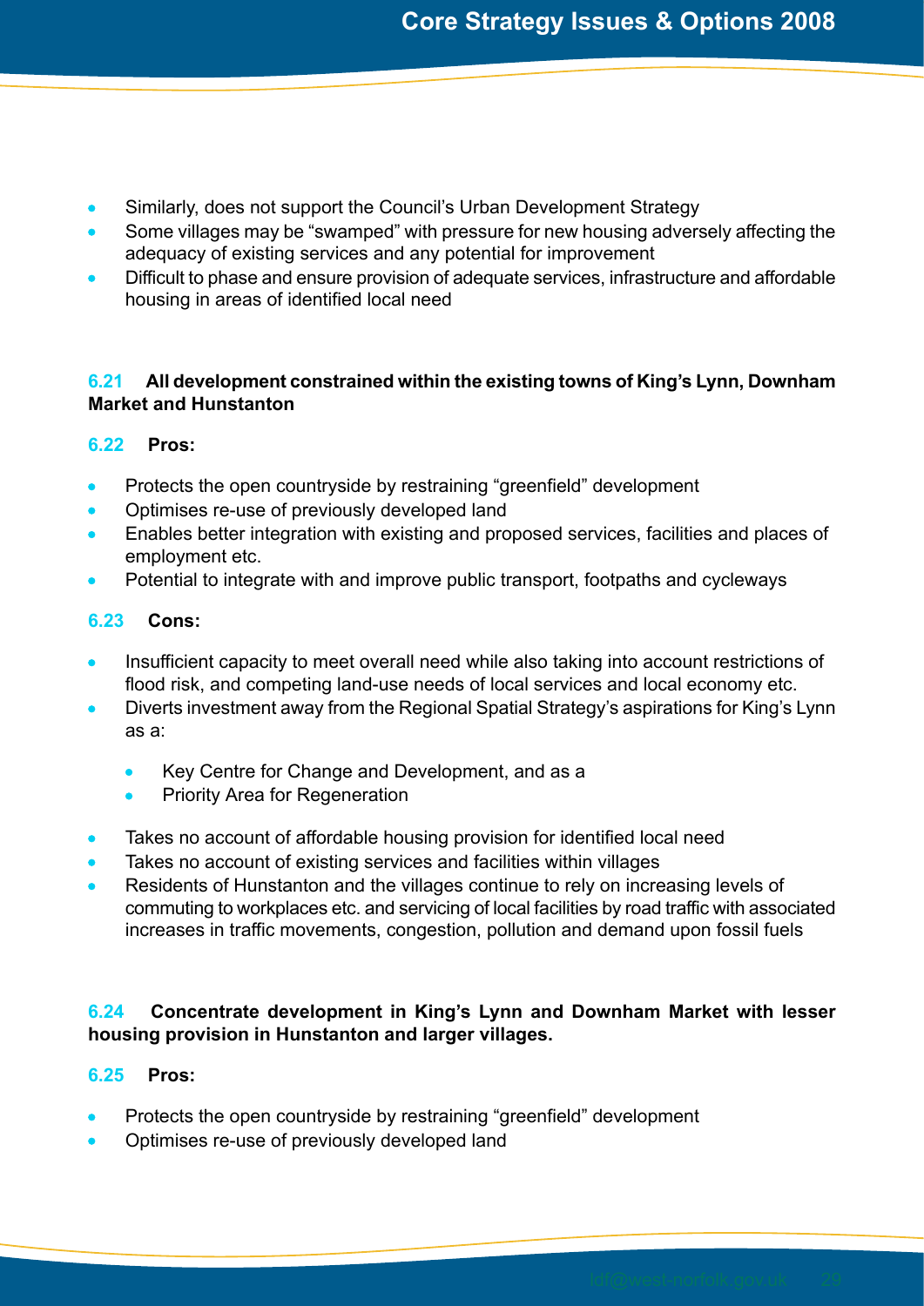- Similarly, does not support the Council's Urban Development Strategy
- Some villages may be "swamped" with pressure for new housing adversely affecting the adequacy of existing services and any potential for improvement
- Difficult to phase and ensure provision of adequate services, infrastructure and affordable housing in areas of identified local need

**6.21 All development constrained within the existing towns of King's Lynn, Downham Market and Hunstanton**

**6.22 Pros:**

- Protects the open countryside by restraining "greenfield" development
- Optimises re-use of previously developed land
- Enables better integration with existing and proposed services, facilities and places of employment etc.
- Potential to integrate with and improve public transport, footpaths and cycleways

**6.23 Cons:**

- Insufficient capacity to meet overall need while also taking into account restrictions of flood risk, and competing land-use needs of local services and local economy etc.
- Diverts investment away from the Regional Spatial Strategy's aspirations for King's Lynn as a:
  - Key Centre for Change and Development, and as a
  - Priority Area for Regeneration
- Takes no account of affordable housing provision for identified local need
- Takes no account of existing services and facilities within villages
- Residents of Hunstanton and the villages continue to rely on increasing levels of commuting to workplaces etc. and servicing of local facilities by road traffic with associated increases in traffic movements, congestion, pollution and demand upon fossil fuels

**6.24 Concentrate development in King's Lynn and Downham Market with lesser housing provision in Hunstanton and larger villages.**

**6.25 Pros:**

- Protects the open countryside by restraining "greenfield" development
- Optimises re-use of previously developed land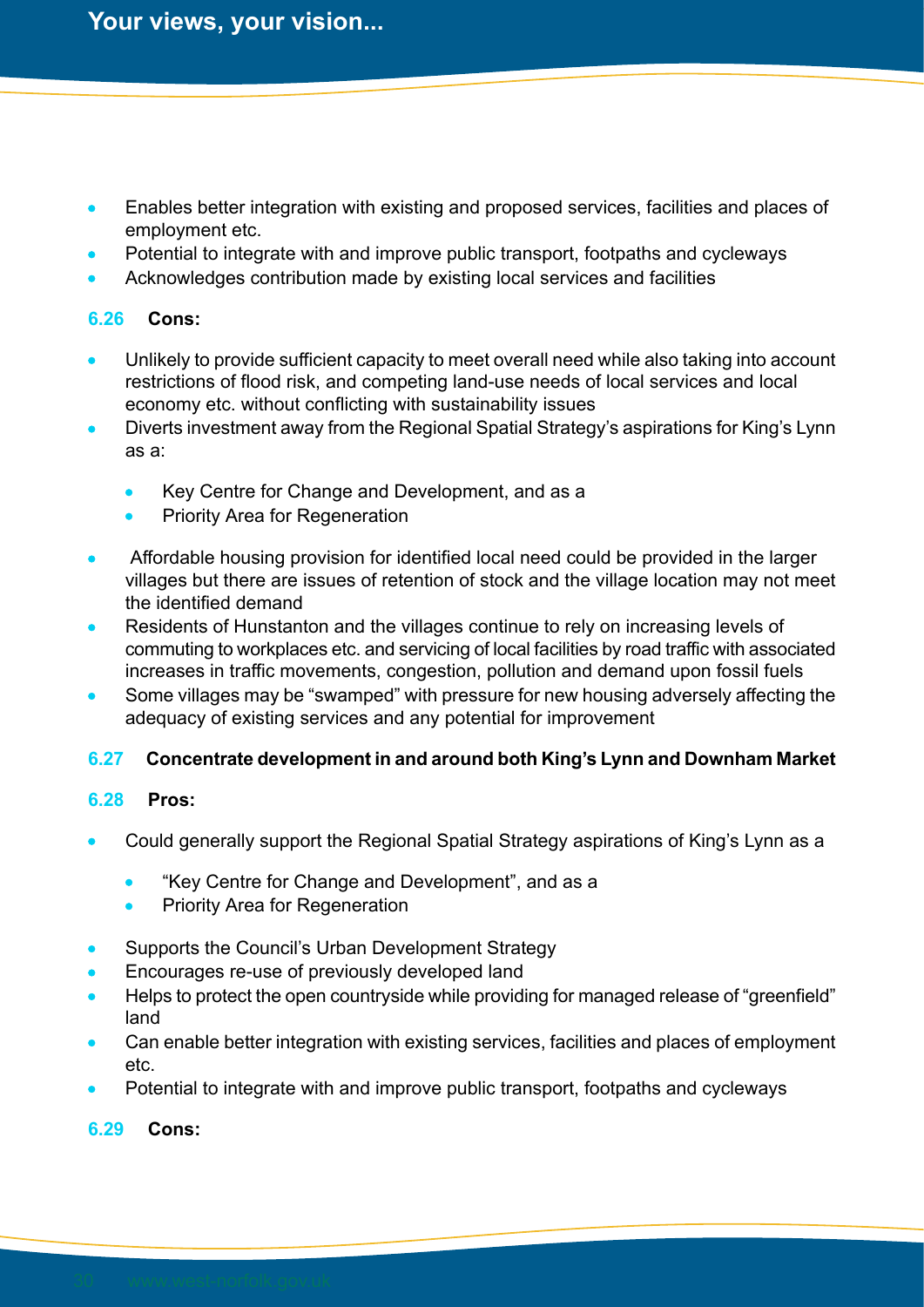- Enables better integration with existing and proposed services, facilities and places of employment etc.
- Potential to integrate with and improve public transport, footpaths and cycleways
- Acknowledges contribution made by existing local services and facilities

**6.26 Cons:**

- Unlikely to provide sufficient capacity to meet overall need while also taking into account restrictions of flood risk, and competing land-use needs of local services and local economy etc. without conflicting with sustainability issues
- Diverts investment away from the Regional Spatial Strategy's aspirations for King's Lynn as a:
    - Key Centre for Change and Development, and as a
    - Priority Area for Regeneration
- Affordable housing provision for identified local need could be provided in the larger villages but there are issues of retention of stock and the village location may not meet the identified demand
- Residents of Hunstanton and the villages continue to rely on increasing levels of commuting to workplaces etc. and servicing of local facilities by road traffic with associated increases in traffic movements, congestion, pollution and demand upon fossil fuels
- Some villages may be "swamped" with pressure for new housing adversely affecting the adequacy of existing services and any potential for improvement

**6.27 Concentrate development in and around both King's Lynn and Downham Market**

**6.28 Pros:**

- Could generally support the Regional Spatial Strategy aspirations of King's Lynn as a
    - "Key Centre for Change and Development", and as a
    - Priority Area for Regeneration
- Supports the Council's Urban Development Strategy
- Encourages re-use of previously developed land
- Helps to protect the open countryside while providing for managed release of "greenfield" land
- Can enable better integration with existing services, facilities and places of employment etc.
- Potential to integrate with and improve public transport, footpaths and cycleways

**6.29 Cons:**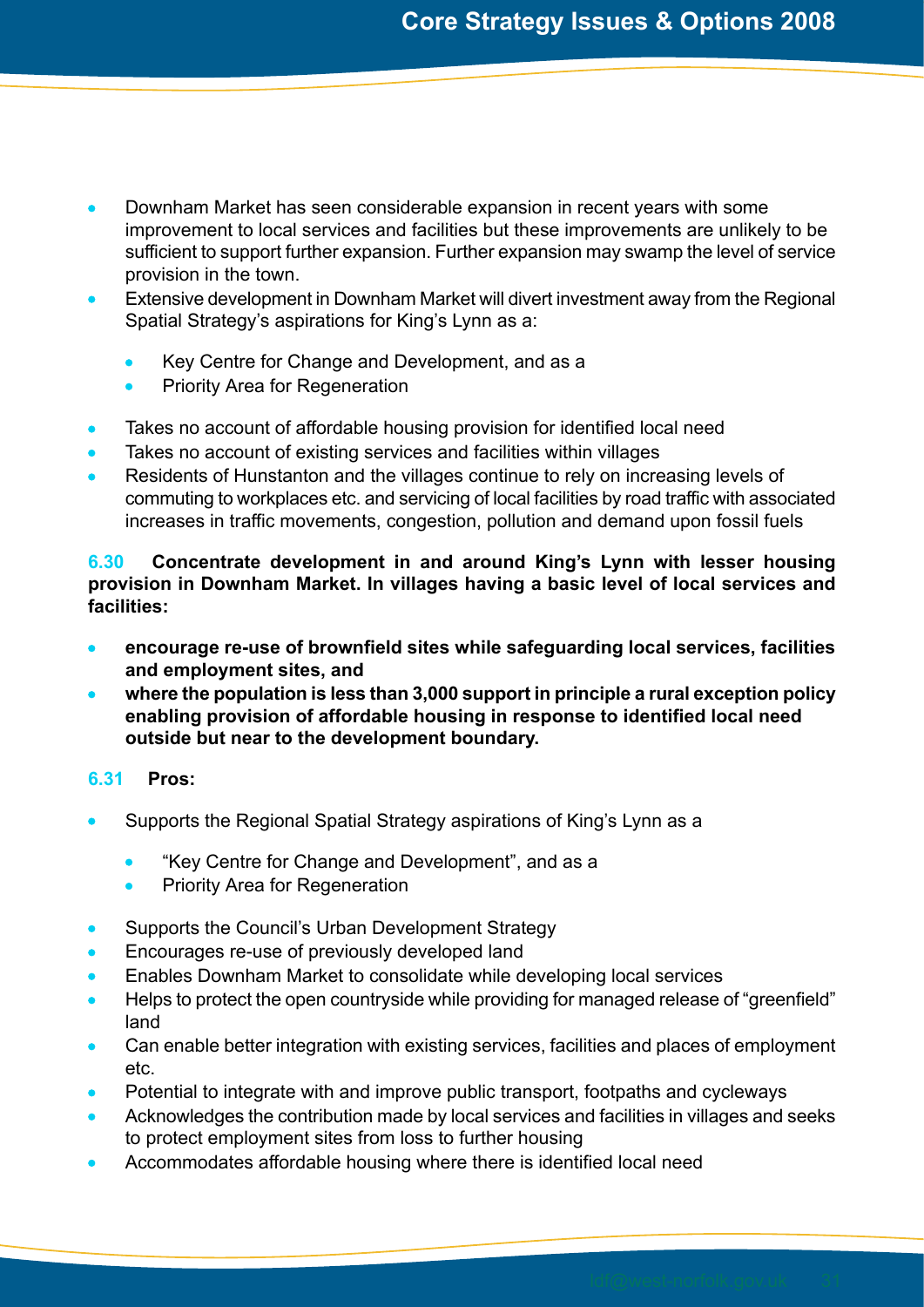- Downham Market has seen considerable expansion in recent years with some improvement to local services and facilities but these improvements are unlikely to be sufficient to support further expansion. Further expansion may swamp the level of service provision in the town.
- Extensive development in Downham Market will divert investment away from the Regional Spatial Strategy's aspirations for King's Lynn as a:
  - Key Centre for Change and Development, and as a
  - Priority Area for Regeneration
- Takes no account of affordable housing provision for identified local need
- Takes no account of existing services and facilities within villages
- Residents of Hunstanton and the villages continue to rely on increasing levels of commuting to workplaces etc. and servicing of local facilities by road traffic with associated increases in traffic movements, congestion, pollution and demand upon fossil fuels

**6.30 Concentrate development in and around King's Lynn with lesser housing provision in Downham Market. In villages having a basic level of local services and facilities:**

- **encourage re-use of brownfield sites while safeguarding local services, facilities and employment sites, and**
- **where the population is less than 3,000 support in principle a rural exception policy enabling provision of affordable housing in response to identified local need outside but near to the development boundary.**

**6.31 Pros:**

- Supports the Regional Spatial Strategy aspirations of King's Lynn as a
  - "Key Centre for Change and Development", and as a
  - Priority Area for Regeneration
- Supports the Council's Urban Development Strategy
- Encourages re-use of previously developed land
- Enables Downham Market to consolidate while developing local services
- Helps to protect the open countryside while providing for managed release of "greenfield" land
- Can enable better integration with existing services, facilities and places of employment etc.
- Potential to integrate with and improve public transport, footpaths and cycleways
- Acknowledges the contribution made by local services and facilities in villages and seeks to protect employment sites from loss to further housing
- Accommodates affordable housing where there is identified local need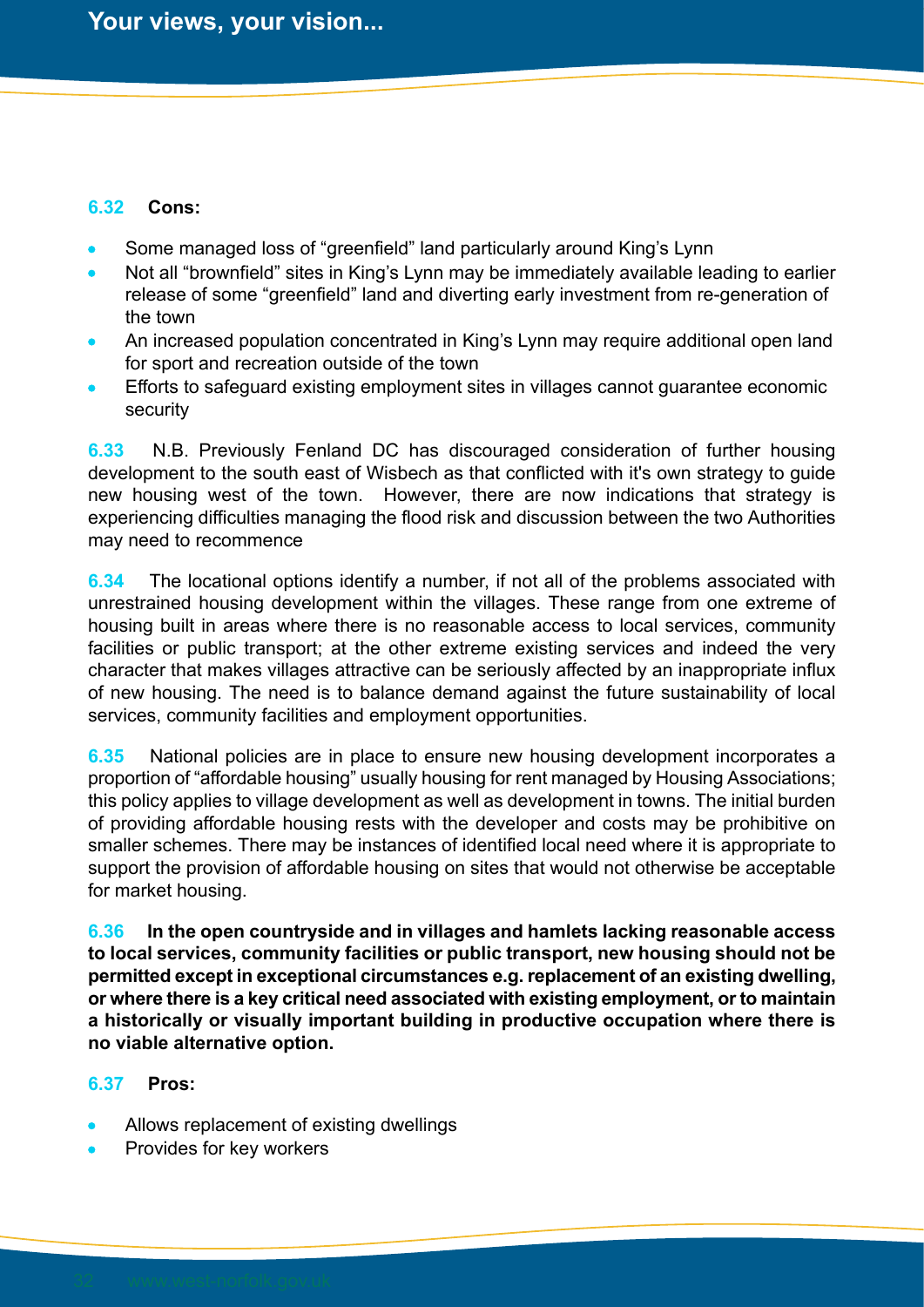**6.32 Cons:**

- Some managed loss of "greenfield" land particularly around King's Lynn
- Not all "brownfield" sites in King's Lynn may be immediately available leading to earlier release of some "greenfield" land and diverting early investment from re-generation of the town
- An increased population concentrated in King's Lynn may require additional open land for sport and recreation outside of the town
- Efforts to safeguard existing employment sites in villages cannot guarantee economic security

**6.33** N.B. Previously Fenland DC has discouraged consideration of further housing development to the south east of Wisbech as that conflicted with it's own strategy to guide new housing west of the town. However, there are now indications that strategy is experiencing difficulties managing the flood risk and discussion between the two Authorities may need to recommence

**6.34** The locational options identify a number, if not all of the problems associated with unrestrained housing development within the villages. These range from one extreme of housing built in areas where there is no reasonable access to local services, community facilities or public transport; at the other extreme existing services and indeed the very character that makes villages attractive can be seriously affected by an inappropriate influx of new housing. The need is to balance demand against the future sustainability of local services, community facilities and employment opportunities.

**6.35** National policies are in place to ensure new housing development incorporates a proportion of "affordable housing" usually housing for rent managed by Housing Associations; this policy applies to village development as well as development in towns. The initial burden of providing affordable housing rests with the developer and costs may be prohibitive on smaller schemes. There may be instances of identified local need where it is appropriate to support the provision of affordable housing on sites that would not otherwise be acceptable for market housing.

**6.36 In the open countryside and in villages and hamlets lacking reasonable access to local services, community facilities or public transport, new housing should not be permitted except in exceptional circumstances e.g. replacement of an existing dwelling, or where there is a key critical need associated with existing employment, or to maintain a historically or visually important building in productive occupation where there is no viable alternative option.**

**6.37 Pros:**

- Allows replacement of existing dwellings
- Provides for key workers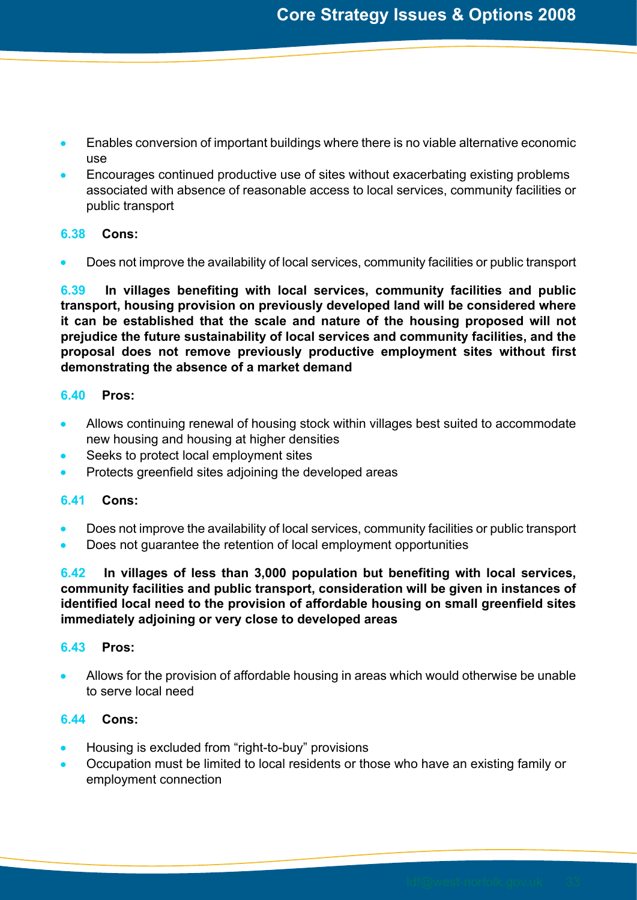- Enables conversion of important buildings where there is no viable alternative economic use
- Encourages continued productive use of sites without exacerbating existing problems associated with absence of reasonable access to local services, community facilities or public transport

**6.38 Cons:**

- Does not improve the availability of local services, community facilities or public transport

**6.39 In villages benefiting with local services, community facilities and public transport, housing provision on previously developed land will be considered where it can be established that the scale and nature of the housing proposed will not prejudice the future sustainability of local services and community facilities, and the proposal does not remove previously productive employment sites without first demonstrating the absence of a market demand**

**6.40 Pros:**

- Allows continuing renewal of housing stock within villages best suited to accommodate new housing and housing at higher densities
- Seeks to protect local employment sites
- Protects greenfield sites adjoining the developed areas

**6.41 Cons:**

- Does not improve the availability of local services, community facilities or public transport
- Does not guarantee the retention of local employment opportunities

**6.42 In villages of less than 3,000 population but benefiting with local services, community facilities and public transport, consideration will be given in instances of identified local need to the provision of affordable housing on small greenfield sites immediately adjoining or very close to developed areas**

**6.43 Pros:**

- Allows for the provision of affordable housing in areas which would otherwise be unable to serve local need

**6.44 Cons:**

- Housing is excluded from "right-to-buy" provisions
- Occupation must be limited to local residents or those who have an existing family or employment connection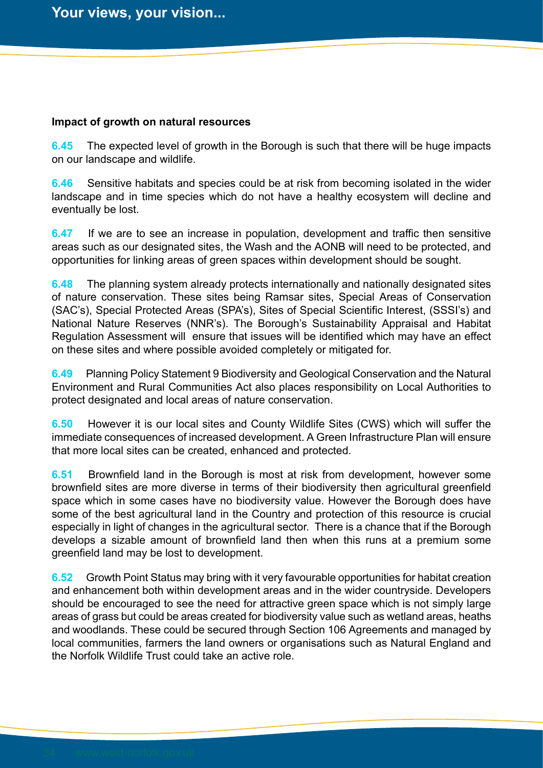### Impact of growth on natural resources

**6.45** The expected level of growth in the Borough is such that there will be huge impacts on our landscape and wildlife.

**6.46** Sensitive habitats and species could be at risk from becoming isolated in the wider landscape and in time species which do not have a healthy ecosystem will decline and eventually be lost.

**6.47** If we are to see an increase in population, development and traffic then sensitive areas such as our designated sites, the Wash and the AONB will need to be protected, and opportunities for linking areas of green spaces within development should be sought.

**6.48** The planning system already protects internationally and nationally designated sites of nature conservation. These sites being Ramsar sites, Special Areas of Conservation (SAC's), Special Protected Areas (SPA's), Sites of Special Scientific Interest, (SSSI's) and National Nature Reserves (NNR's). The Borough's Sustainability Appraisal and Habitat Regulation Assessment will ensure that issues will be identified which may have an effect on these sites and where possible avoided completely or mitigated for.

**6.49** Planning Policy Statement 9 Biodiversity and Geological Conservation and the Natural Environment and Rural Communities Act also places responsibility on Local Authorities to protect designated and local areas of nature conservation.

**6.50** However it is our local sites and County Wildlife Sites (CWS) which will suffer the immediate consequences of increased development. A Green Infrastructure Plan will ensure that more local sites can be created, enhanced and protected.

**6.51** Brownfield land in the Borough is most at risk from development, however some brownfield sites are more diverse in terms of their biodiversity then agricultural greenfield space which in some cases have no biodiversity value. However the Borough does have some of the best agricultural land in the Country and protection of this resource is crucial especially in light of changes in the agricultural sector. There is a chance that if the Borough develops a sizable amount of brownfield land then when this runs at a premium some greenfield land may be lost to development.

**6.52** Growth Point Status may bring with it very favourable opportunities for habitat creation and enhancement both within development areas and in the wider countryside. Developers should be encouraged to see the need for attractive green space which is not simply large areas of grass but could be areas created for biodiversity value such as wetland areas, heaths and woodlands. These could be secured through Section 106 Agreements and managed by local communities, farmers the land owners or organisations such as Natural England and the Norfolk Wildlife Trust could take an active role.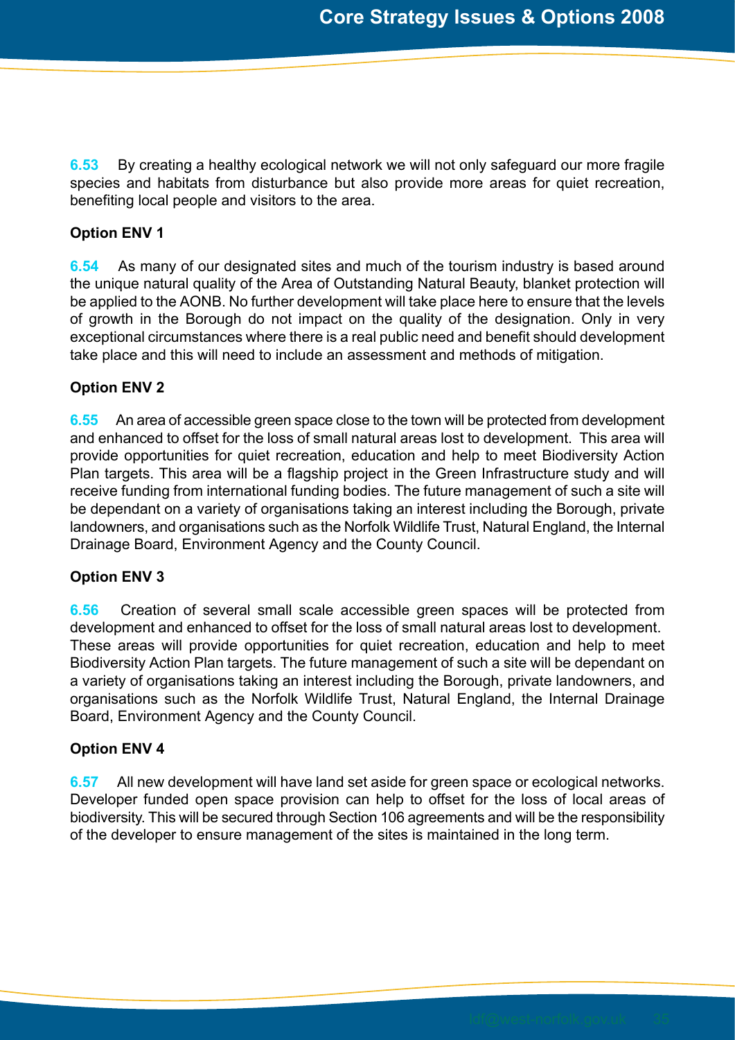**6.53** By creating a healthy ecological network we will not only safeguard our more fragile species and habitats from disturbance but also provide more areas for quiet recreation, benefiting local people and visitors to the area.

**Option ENV 1**

**6.54** As many of our designated sites and much of the tourism industry is based around the unique natural quality of the Area of Outstanding Natural Beauty, blanket protection will be applied to the AONB. No further development will take place here to ensure that the levels of growth in the Borough do not impact on the quality of the designation. Only in very exceptional circumstances where there is a real public need and benefit should development take place and this will need to include an assessment and methods of mitigation.

**Option ENV 2**

**6.55** An area of accessible green space close to the town will be protected from development and enhanced to offset for the loss of small natural areas lost to development. This area will provide opportunities for quiet recreation, education and help to meet Biodiversity Action Plan targets. This area will be a flagship project in the Green Infrastructure study and will receive funding from international funding bodies. The future management of such a site will be dependant on a variety of organisations taking an interest including the Borough, private landowners, and organisations such as the Norfolk Wildlife Trust, Natural England, the Internal Drainage Board, Environment Agency and the County Council.

**Option ENV 3**

**6.56** Creation of several small scale accessible green spaces will be protected from development and enhanced to offset for the loss of small natural areas lost to development. These areas will provide opportunities for quiet recreation, education and help to meet Biodiversity Action Plan targets. The future management of such a site will be dependant on a variety of organisations taking an interest including the Borough, private landowners, and organisations such as the Norfolk Wildlife Trust, Natural England, the Internal Drainage Board, Environment Agency and the County Council.

**Option ENV 4**

**6.57** All new development will have land set aside for green space or ecological networks. Developer funded open space provision can help to offset for the loss of local areas of biodiversity. This will be secured through Section 106 agreements and will be the responsibility of the developer to ensure management of the sites is maintained in the long term.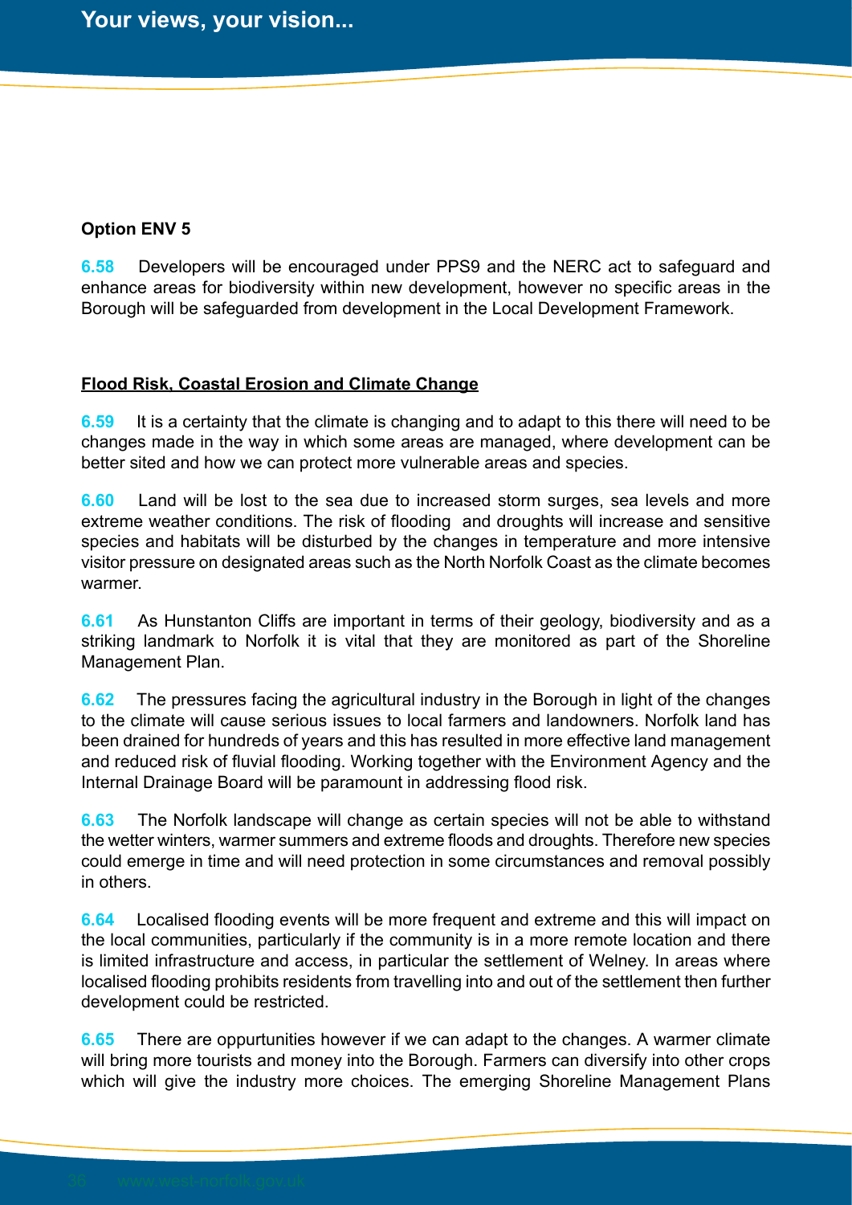**Option ENV 5**

**6.58** Developers will be encouraged under PPS9 and the NERC act to safeguard and enhance areas for biodiversity within new development, however no specific areas in the Borough will be safeguarded from development in the Local Development Framework.

**Flood Risk, Coastal Erosion and Climate Change**

**6.59** It is a certainty that the climate is changing and to adapt to this there will need to be changes made in the way in which some areas are managed, where development can be better sited and how we can protect more vulnerable areas and species.

**6.60** Land will be lost to the sea due to increased storm surges, sea levels and more extreme weather conditions. The risk of flooding and droughts will increase and sensitive species and habitats will be disturbed by the changes in temperature and more intensive visitor pressure on designated areas such as the North Norfolk Coast as the climate becomes warmer.

**6.61** As Hunstanton Cliffs are important in terms of their geology, biodiversity and as a striking landmark to Norfolk it is vital that they are monitored as part of the Shoreline Management Plan.

**6.62** The pressures facing the agricultural industry in the Borough in light of the changes to the climate will cause serious issues to local farmers and landowners. Norfolk land has been drained for hundreds of years and this has resulted in more effective land management and reduced risk of fluvial flooding. Working together with the Environment Agency and the Internal Drainage Board will be paramount in addressing flood risk.

**6.63** The Norfolk landscape will change as certain species will not be able to withstand the wetter winters, warmer summers and extreme floods and droughts. Therefore new species could emerge in time and will need protection in some circumstances and removal possibly in others.

**6.64** Localised flooding events will be more frequent and extreme and this will impact on the local communities, particularly if the community is in a more remote location and there is limited infrastructure and access, in particular the settlement of Welney. In areas where localised flooding prohibits residents from travelling into and out of the settlement then further development could be restricted.

**6.65** There are oppurtunities however if we can adapt to the changes. A warmer climate will bring more tourists and money into the Borough. Farmers can diversify into other crops which will give the industry more choices. The emerging Shoreline Management Plans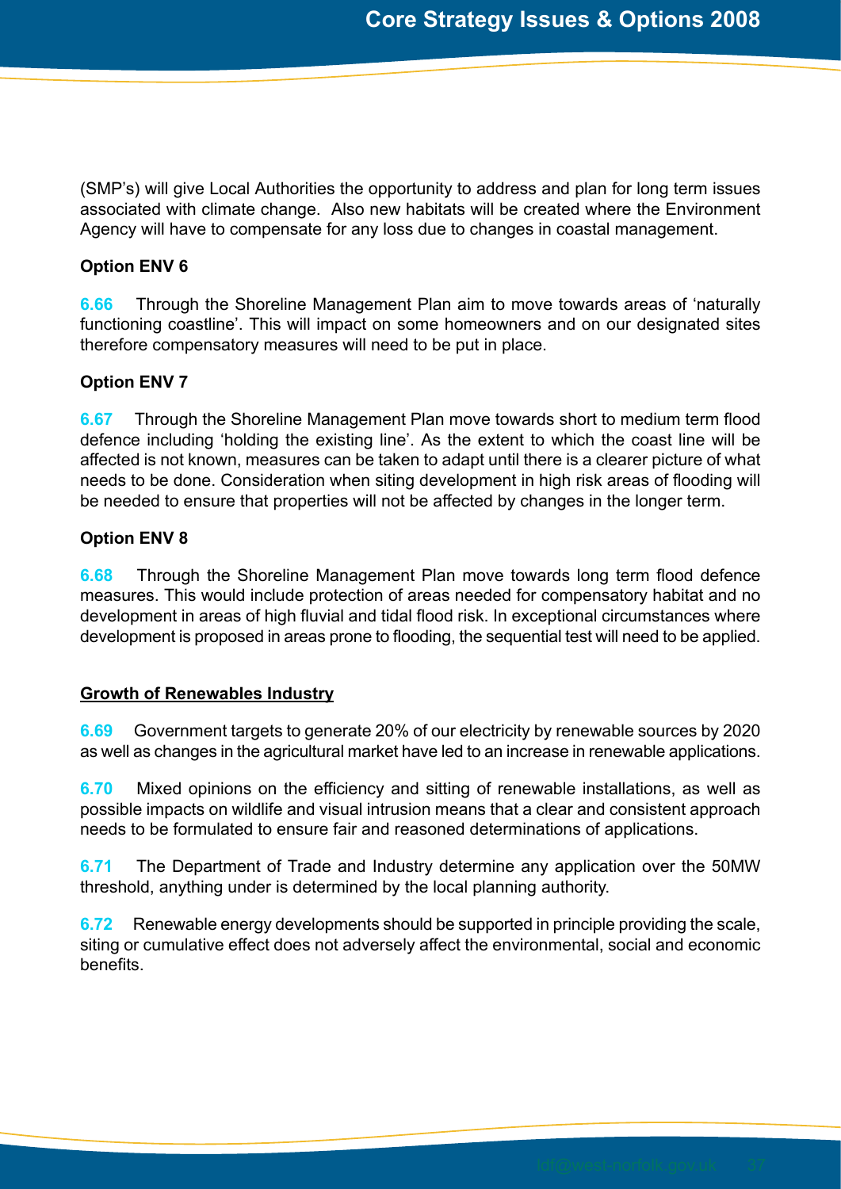(SMP's) will give Local Authorities the opportunity to address and plan for long term issues associated with climate change. Also new habitats will be created where the Environment Agency will have to compensate for any loss due to changes in coastal management.

**Option ENV 6**

**6.66** Through the Shoreline Management Plan aim to move towards areas of 'naturally functioning coastline'. This will impact on some homeowners and on our designated sites therefore compensatory measures will need to be put in place.

**Option ENV 7**

**6.67** Through the Shoreline Management Plan move towards short to medium term flood defence including 'holding the existing line'. As the extent to which the coast line will be affected is not known, measures can be taken to adapt until there is a clearer picture of what needs to be done. Consideration when siting development in high risk areas of flooding will be needed to ensure that properties will not be affected by changes in the longer term.

**Option ENV 8**

**6.68** Through the Shoreline Management Plan move towards long term flood defence measures. This would include protection of areas needed for compensatory habitat and no development in areas of high fluvial and tidal flood risk. In exceptional circumstances where development is proposed in areas prone to flooding, the sequential test will need to be applied.

**Growth of Renewables Industry**

**6.69** Government targets to generate 20% of our electricity by renewable sources by 2020 as well as changes in the agricultural market have led to an increase in renewable applications.

**6.70** Mixed opinions on the efficiency and sitting of renewable installations, as well as possible impacts on wildlife and visual intrusion means that a clear and consistent approach needs to be formulated to ensure fair and reasoned determinations of applications.

**6.71** The Department of Trade and Industry determine any application over the 50MW threshold, anything under is determined by the local planning authority.

**6.72** Renewable energy developments should be supported in principle providing the scale, siting or cumulative effect does not adversely affect the environmental, social and economic benefits.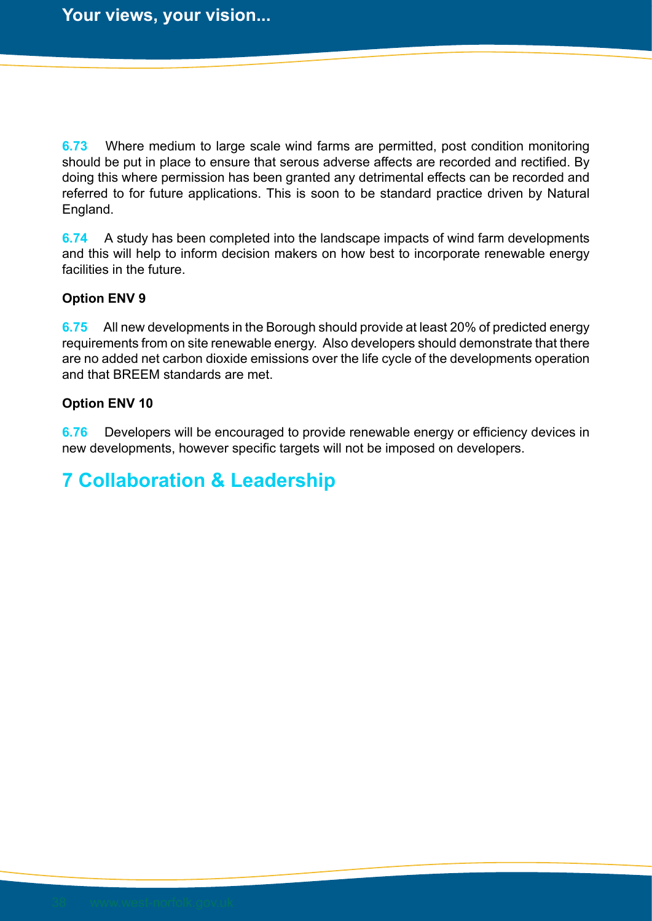**6.73** Where medium to large scale wind farms are permitted, post condition monitoring should be put in place to ensure that serous adverse affects are recorded and rectified. By doing this where permission has been granted any detrimental effects can be recorded and referred to for future applications. This is soon to be standard practice driven by Natural England.

**6.74** A study has been completed into the landscape impacts of wind farm developments and this will help to inform decision makers on how best to incorporate renewable energy facilities in the future.

**Option ENV 9**

**6.75** All new developments in the Borough should provide at least 20% of predicted energy requirements from on site renewable energy. Also developers should demonstrate that there are no added net carbon dioxide emissions over the life cycle of the developments operation and that BREEM standards are met.

**Option ENV 10**

**6.76** Developers will be encouraged to provide renewable energy or efficiency devices in new developments, however specific targets will not be imposed on developers.

# 7 Collaboration & Leadership